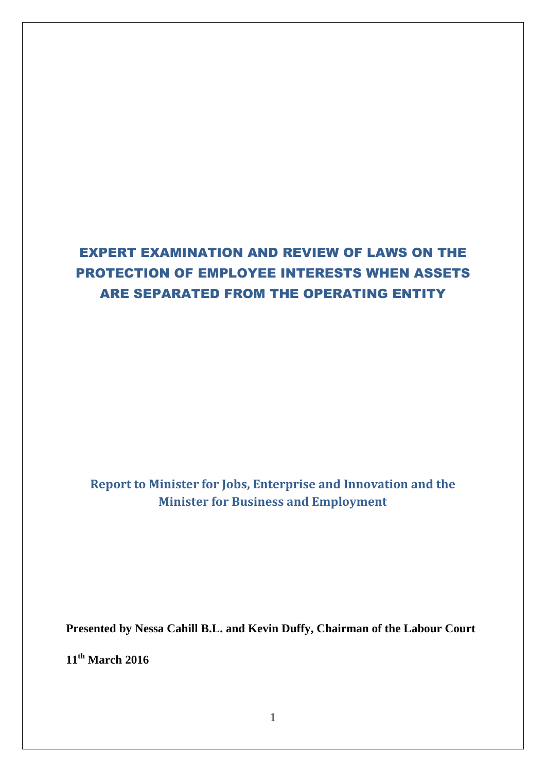# EXPERT EXAMINATION AND REVIEW OF LAWS ON THE PROTECTION OF EMPLOYEE INTERESTS WHEN ASSETS ARE SEPARATED FROM THE OPERATING ENTITY

## Report to Minister for Jobs, Enterprise and Innovation and the Minister for Business and Employment

**Presented by Nessa Cahill B.L. and Kevin Duffy, Chairman of the Labour Court**

**11th March 2016**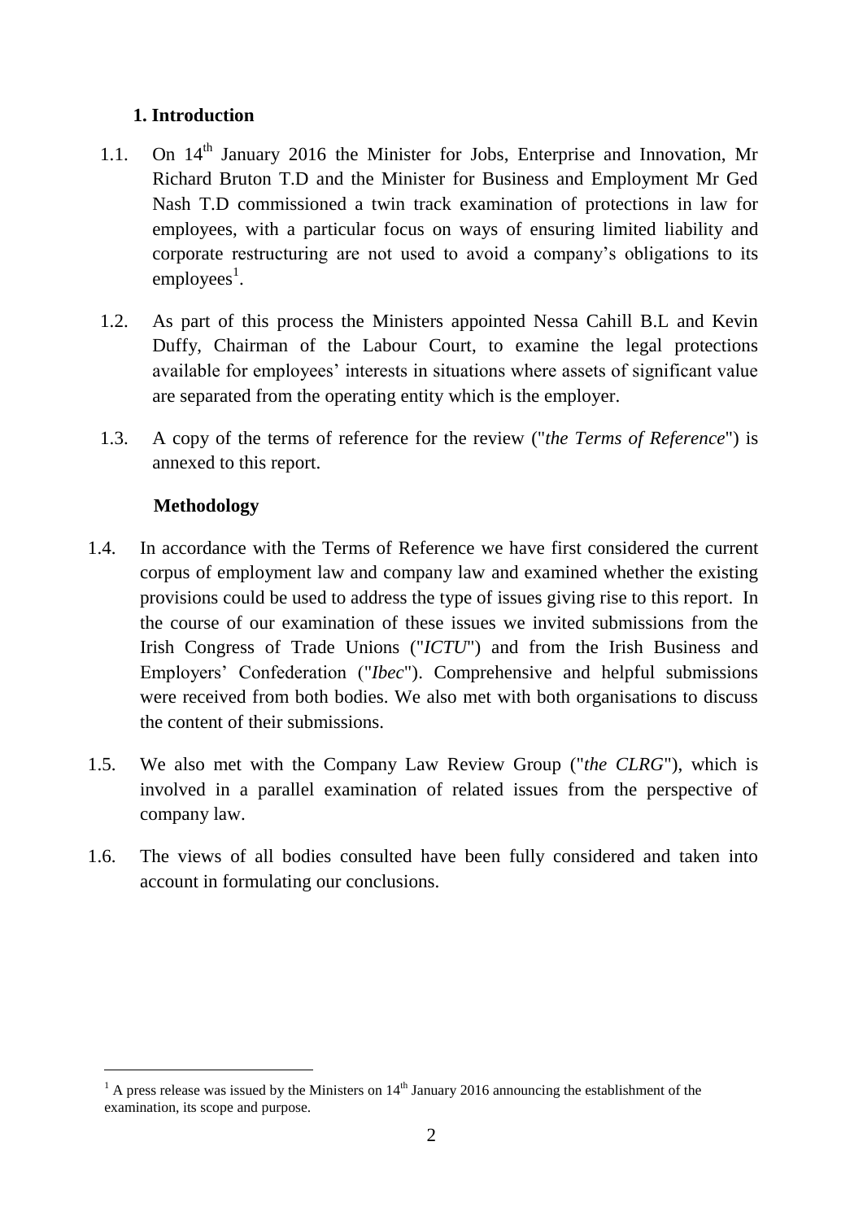## 1. Introduction

1.1. On 14th January 2016 the Minister for Jobs, Enterprise and Innovation, Mr Richard Bruton T.D and the Minister for Business and Employment Mr Ged Nash T.D commissioned a twin track examination of protections in law for employees, with a particular focus on ways of ensuring limited liability and corporate restructuring are not used to avoid a company's obligations to its employees[1].

1.2. As part of this process the Ministers appointed Nessa Cahill B.L and Kevin Duffy, Chairman of the Labour Court, to examine the legal protections available for employees' interests in situations where assets of significant value are separated from the operating entity which is the employer.

1.3. A copy of the terms of reference for the review ("*the Terms of Reference*") is annexed to this report.

### Methodology

1.4. In accordance with the Terms of Reference we have first considered the current corpus of employment law and company law and examined whether the existing provisions could be used to address the type of issues giving rise to this report. In the course of our examination of these issues we invited submissions from the Irish Congress of Trade Unions ("*ICTU*") and from the Irish Business and Employers' Confederation ("*Ibec*"). Comprehensive and helpful submissions were received from both bodies. We also met with both organisations to discuss the content of their submissions.

1.5. We also met with the Company Law Review Group ("*the CLRG*"), which is involved in a parallel examination of related issues from the perspective of company law.

1.6. The views of all bodies consulted have been fully considered and taken into account in formulating our conclusions.

---

[1] A press release was issued by the Ministers on 14th January 2016 announcing the establishment of the examination, its scope and purpose.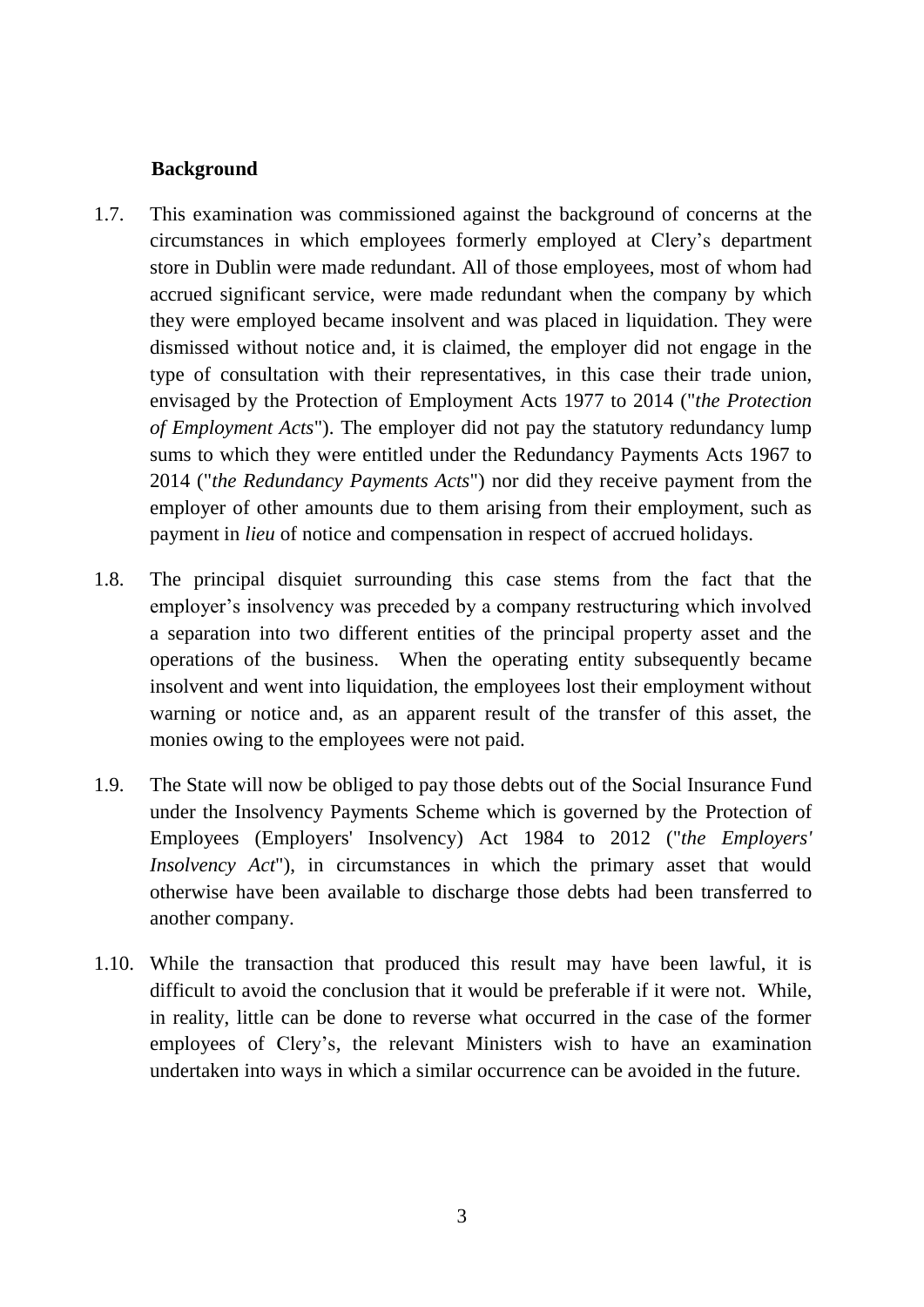## Background

1.7. This examination was commissioned against the background of concerns at the circumstances in which employees formerly employed at Clery's department store in Dublin were made redundant. All of those employees, most of whom had accrued significant service, were made redundant when the company by which they were employed became insolvent and was placed in liquidation. They were dismissed without notice and, it is claimed, the employer did not engage in the type of consultation with their representatives, in this case their trade union, envisaged by the Protection of Employment Acts 1977 to 2014 ("*the Protection of Employment Acts*"). The employer did not pay the statutory redundancy lump sums to which they were entitled under the Redundancy Payments Acts 1967 to 2014 ("*the Redundancy Payments Acts*") nor did they receive payment from the employer of other amounts due to them arising from their employment, such as payment in *lieu* of notice and compensation in respect of accrued holidays.

1.8. The principal disquiet surrounding this case stems from the fact that the employer's insolvency was preceded by a company restructuring which involved a separation into two different entities of the principal property asset and the operations of the business. When the operating entity subsequently became insolvent and went into liquidation, the employees lost their employment without warning or notice and, as an apparent result of the transfer of this asset, the monies owing to the employees were not paid.

1.9. The State will now be obliged to pay those debts out of the Social Insurance Fund under the Insolvency Payments Scheme which is governed by the Protection of Employees (Employers' Insolvency) Act 1984 to 2012 ("*the Employers' Insolvency Act*"), in circumstances in which the primary asset that would otherwise have been available to discharge those debts had been transferred to another company.

1.10. While the transaction that produced this result may have been lawful, it is difficult to avoid the conclusion that it would be preferable if it were not. While, in reality, little can be done to reverse what occurred in the case of the former employees of Clery's, the relevant Ministers wish to have an examination undertaken into ways in which a similar occurrence can be avoided in the future.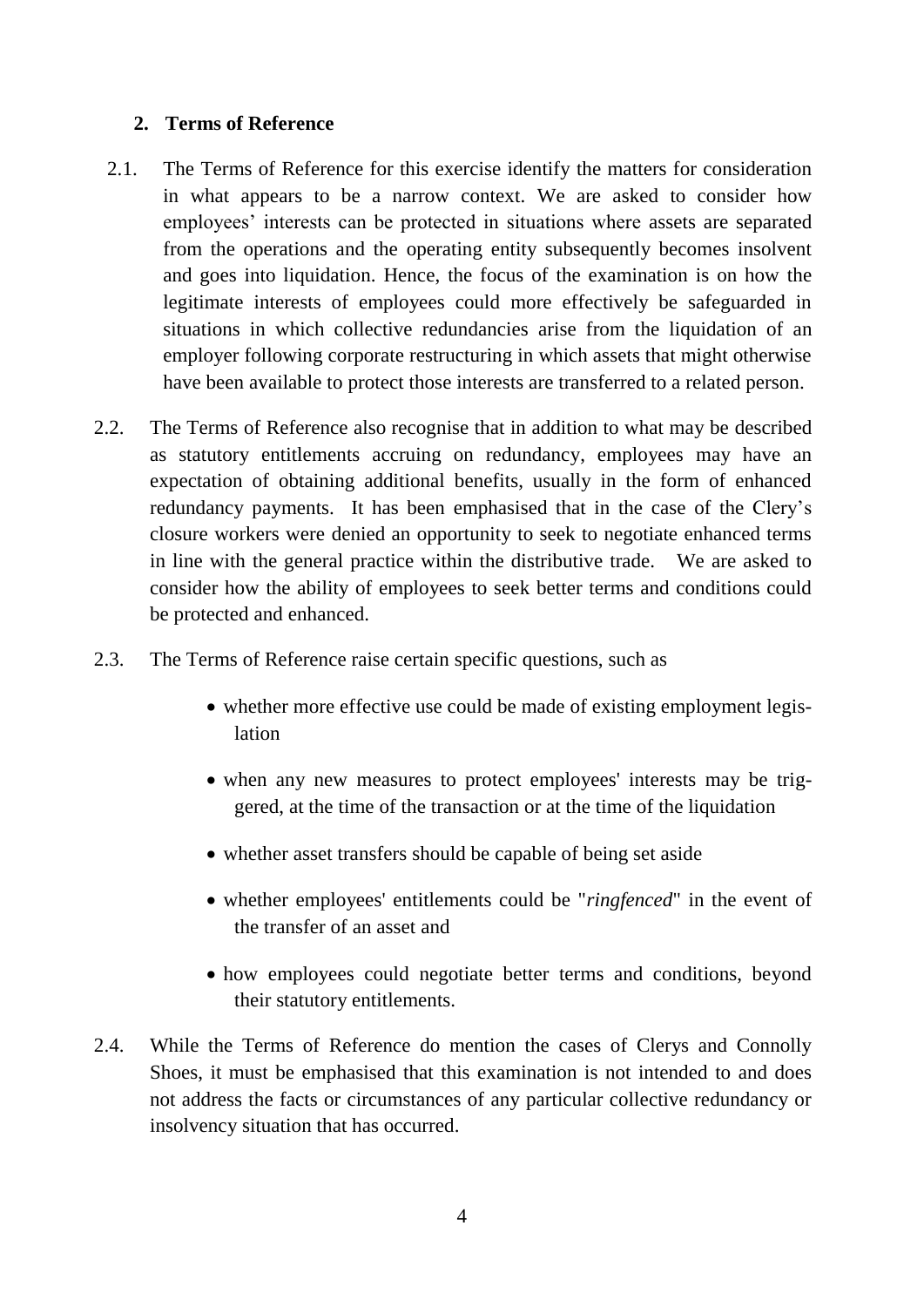## 2. Terms of Reference

2.1. The Terms of Reference for this exercise identify the matters for consideration in what appears to be a narrow context. We are asked to consider how employees' interests can be protected in situations where assets are separated from the operations and the operating entity subsequently becomes insolvent and goes into liquidation. Hence, the focus of the examination is on how the legitimate interests of employees could more effectively be safeguarded in situations in which collective redundancies arise from the liquidation of an employer following corporate restructuring in which assets that might otherwise have been available to protect those interests are transferred to a related person.

2.2. The Terms of Reference also recognise that in addition to what may be described as statutory entitlements accruing on redundancy, employees may have an expectation of obtaining additional benefits, usually in the form of enhanced redundancy payments. It has been emphasised that in the case of the Clery's closure workers were denied an opportunity to seek to negotiate enhanced terms in line with the general practice within the distributive trade. We are asked to consider how the ability of employees to seek better terms and conditions could be protected and enhanced.

2.3. The Terms of Reference raise certain specific questions, such as

- whether more effective use could be made of existing employment legislation
- when any new measures to protect employees' interests may be triggered, at the time of the transaction or at the time of the liquidation
- whether asset transfers should be capable of being set aside
- whether employees' entitlements could be "*ringfenced*" in the event of the transfer of an asset and
- how employees could negotiate better terms and conditions, beyond their statutory entitlements.

2.4. While the Terms of Reference do mention the cases of Clerys and Connolly Shoes, it must be emphasised that this examination is not intended to and does not address the facts or circumstances of any particular collective redundancy or insolvency situation that has occurred.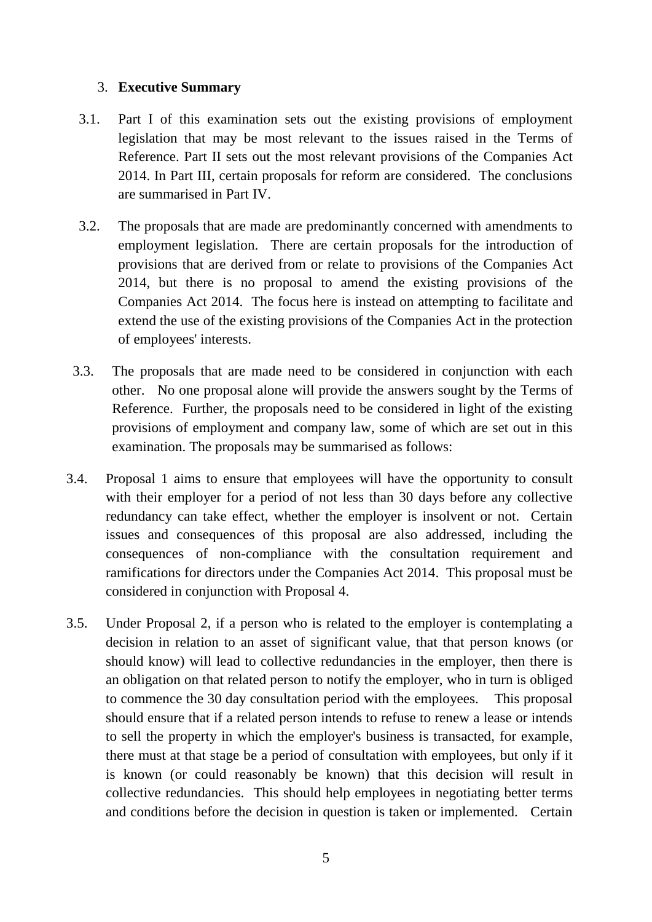## 3. Executive Summary

3.1. Part I of this examination sets out the existing provisions of employment legislation that may be most relevant to the issues raised in the Terms of Reference. Part II sets out the most relevant provisions of the Companies Act 2014. In Part III, certain proposals for reform are considered. The conclusions are summarised in Part IV.

3.2. The proposals that are made are predominantly concerned with amendments to employment legislation. There are certain proposals for the introduction of provisions that are derived from or relate to provisions of the Companies Act 2014, but there is no proposal to amend the existing provisions of the Companies Act 2014. The focus here is instead on attempting to facilitate and extend the use of the existing provisions of the Companies Act in the protection of employees' interests.

3.3. The proposals that are made need to be considered in conjunction with each other. No one proposal alone will provide the answers sought by the Terms of Reference. Further, the proposals need to be considered in light of the existing provisions of employment and company law, some of which are set out in this examination. The proposals may be summarised as follows:

3.4. Proposal 1 aims to ensure that employees will have the opportunity to consult with their employer for a period of not less than 30 days before any collective redundancy can take effect, whether the employer is insolvent or not. Certain issues and consequences of this proposal are also addressed, including the consequences of non-compliance with the consultation requirement and ramifications for directors under the Companies Act 2014. This proposal must be considered in conjunction with Proposal 4.

3.5. Under Proposal 2, if a person who is related to the employer is contemplating a decision in relation to an asset of significant value, that that person knows (or should know) will lead to collective redundancies in the employer, then there is an obligation on that related person to notify the employer, who in turn is obliged to commence the 30 day consultation period with the employees. This proposal should ensure that if a related person intends to refuse to renew a lease or intends to sell the property in which the employer's business is transacted, for example, there must at that stage be a period of consultation with employees, but only if it is known (or could reasonably be known) that this decision will result in collective redundancies. This should help employees in negotiating better terms and conditions before the decision in question is taken or implemented. Certain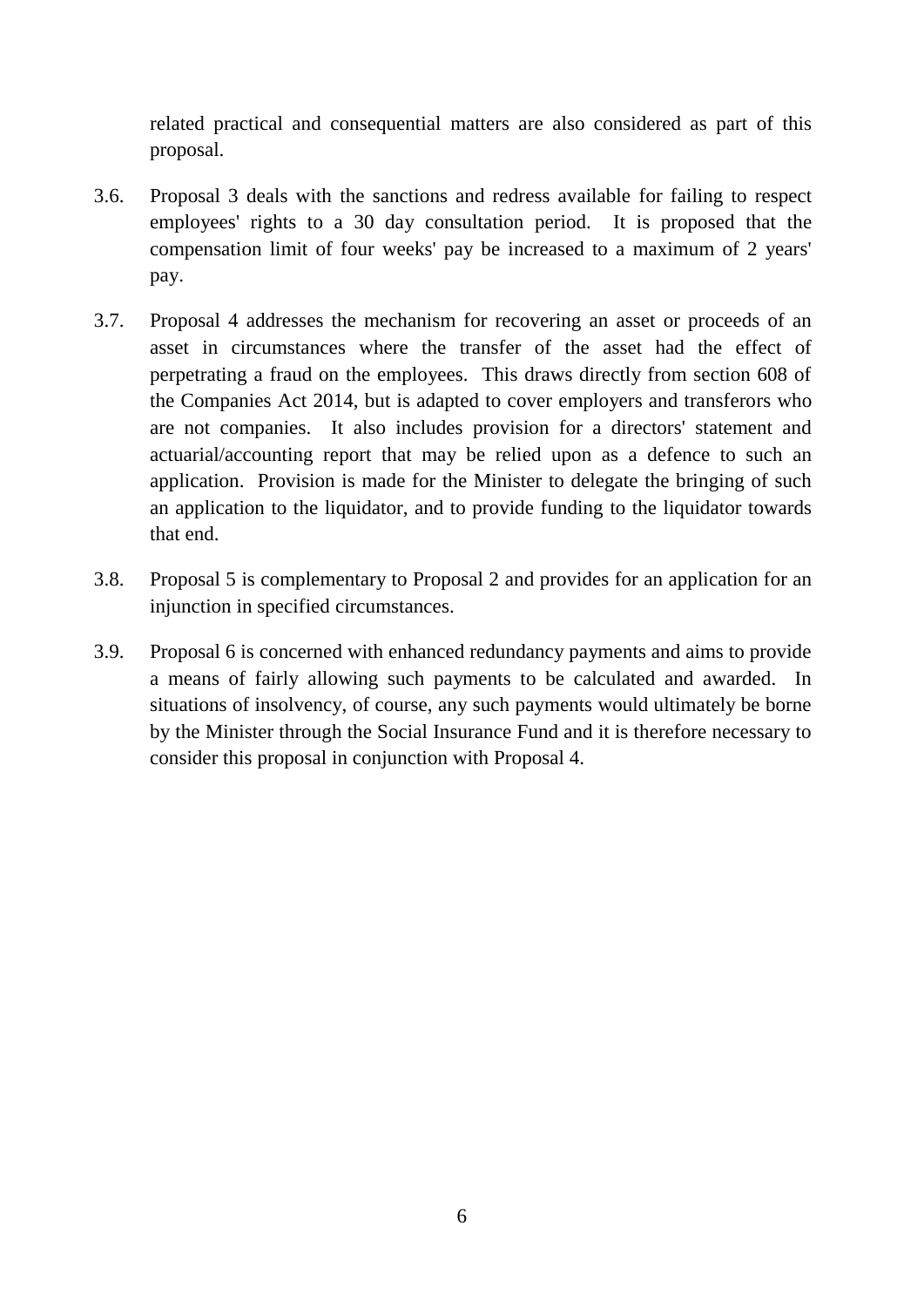related practical and consequential matters are also considered as part of this proposal.

3.6. Proposal 3 deals with the sanctions and redress available for failing to respect employees' rights to a 30 day consultation period. It is proposed that the compensation limit of four weeks' pay be increased to a maximum of 2 years' pay.

3.7. Proposal 4 addresses the mechanism for recovering an asset or proceeds of an asset in circumstances where the transfer of the asset had the effect of perpetrating a fraud on the employees. This draws directly from section 608 of the Companies Act 2014, but is adapted to cover employers and transferors who are not companies. It also includes provision for a directors' statement and actuarial/accounting report that may be relied upon as a defence to such an application. Provision is made for the Minister to delegate the bringing of such an application to the liquidator, and to provide funding to the liquidator towards that end.

3.8. Proposal 5 is complementary to Proposal 2 and provides for an application for an injunction in specified circumstances.

3.9. Proposal 6 is concerned with enhanced redundancy payments and aims to provide a means of fairly allowing such payments to be calculated and awarded. In situations of insolvency, of course, any such payments would ultimately be borne by the Minister through the Social Insurance Fund and it is therefore necessary to consider this proposal in conjunction with Proposal 4.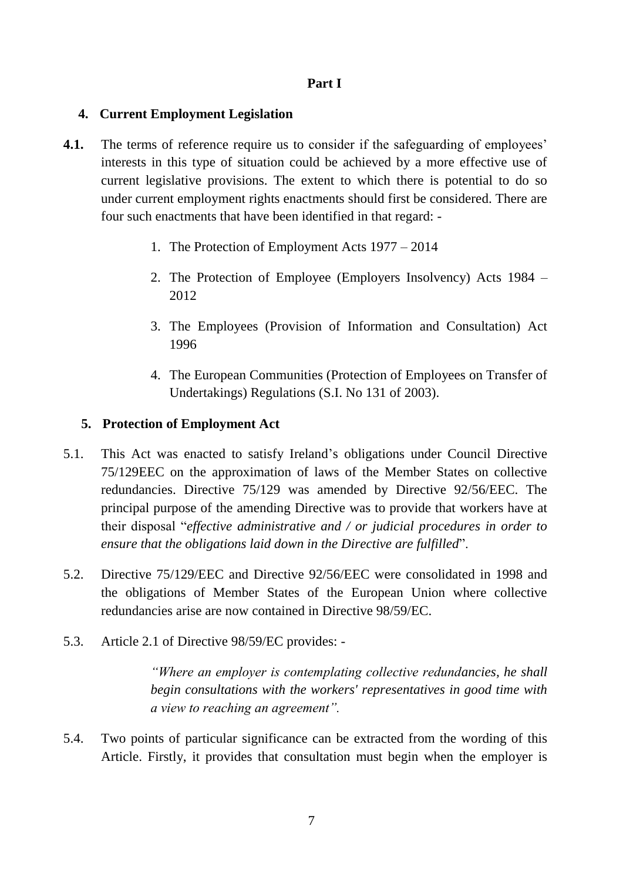**Part I**

## 4. Current Employment Legislation

**4.1.** The terms of reference require us to consider if the safeguarding of employees' interests in this type of situation could be achieved by a more effective use of current legislative provisions. The extent to which there is potential to do so under current employment rights enactments should first be considered. There are four such enactments that have been identified in that regard: -

1. The Protection of Employment Acts 1977 – 2014
2. The Protection of Employee (Employers Insolvency) Acts 1984 – 2012
3. The Employees (Provision of Information and Consultation) Act 1996
4. The European Communities (Protection of Employees on Transfer of Undertakings) Regulations (S.I. No 131 of 2003).

## 5. Protection of Employment Act

5.1. This Act was enacted to satisfy Ireland's obligations under Council Directive 75/129EEC on the approximation of laws of the Member States on collective redundancies. Directive 75/129 was amended by Directive 92/56/EEC. The principal purpose of the amending Directive was to provide that workers have at their disposal "*effective administrative and / or judicial procedures in order to ensure that the obligations laid down in the Directive are fulfilled*".

5.2. Directive 75/129/EEC and Directive 92/56/EEC were consolidated in 1998 and the obligations of Member States of the European Union where collective redundancies arise are now contained in Directive 98/59/EC.

5.3. Article 2.1 of Directive 98/59/EC provides: -

> *"Where an employer is contemplating collective redundancies, he shall begin consultations with the workers' representatives in good time with a view to reaching an agreement".*

5.4. Two points of particular significance can be extracted from the wording of this Article. Firstly, it provides that consultation must begin when the employer is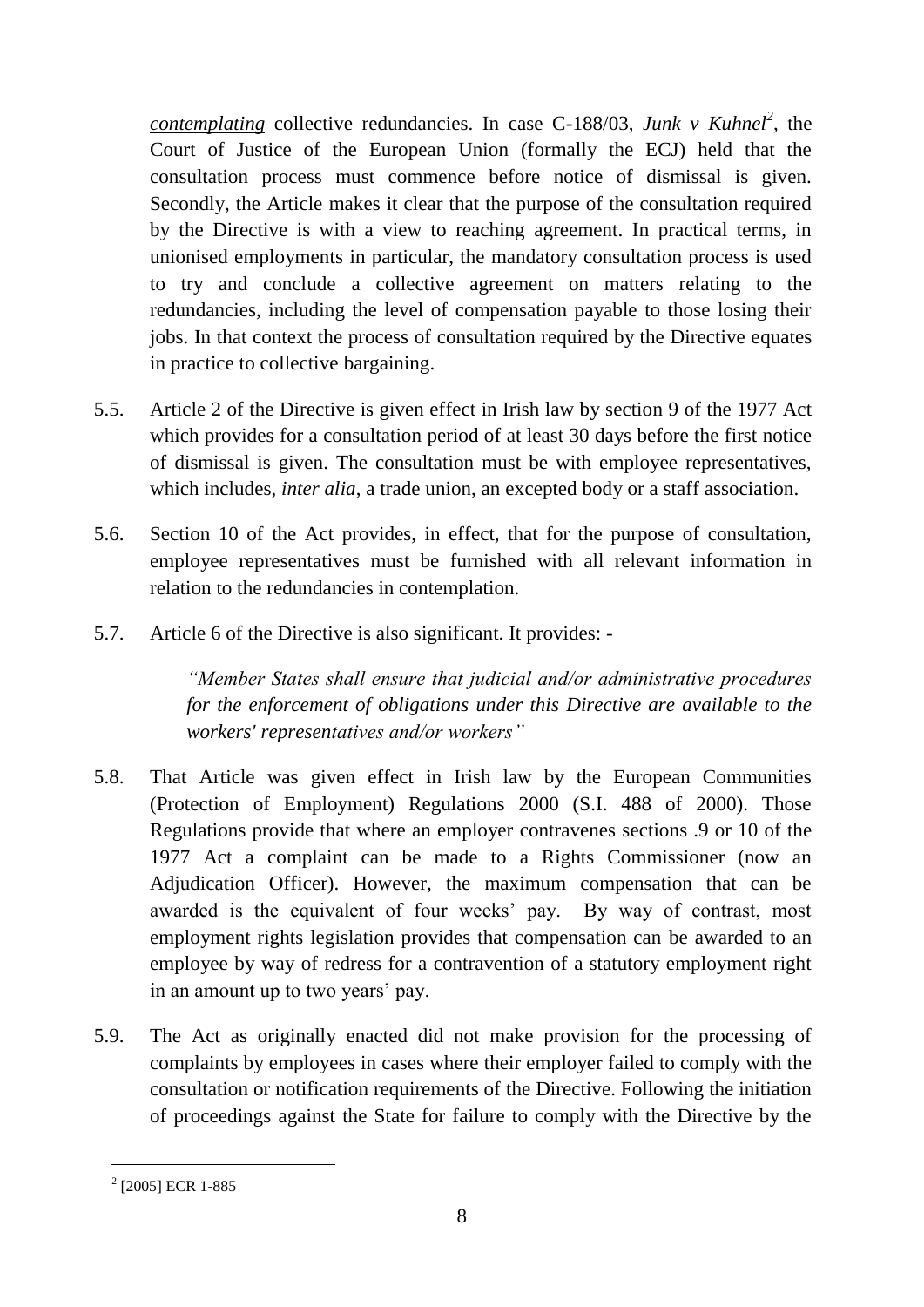*contemplating* collective redundancies. In case C-188/03, *Junk v Kuhnel*[2], the Court of Justice of the European Union (formally the ECJ) held that the consultation process must commence before notice of dismissal is given. Secondly, the Article makes it clear that the purpose of the consultation required by the Directive is with a view to reaching agreement. In practical terms, in unionised employments in particular, the mandatory consultation process is used to try and conclude a collective agreement on matters relating to the redundancies, including the level of compensation payable to those losing their jobs. In that context the process of consultation required by the Directive equates in practice to collective bargaining.

5.5. Article 2 of the Directive is given effect in Irish law by section 9 of the 1977 Act which provides for a consultation period of at least 30 days before the first notice of dismissal is given. The consultation must be with employee representatives, which includes, *inter alia*, a trade union, an excepted body or a staff association.

5.6. Section 10 of the Act provides, in effect, that for the purpose of consultation, employee representatives must be furnished with all relevant information in relation to the redundancies in contemplation.

5.7. Article 6 of the Directive is also significant. It provides: -

> *"Member States shall ensure that judicial and/or administrative procedures for the enforcement of obligations under this Directive are available to the workers' representatives and/or workers"*

5.8. That Article was given effect in Irish law by the European Communities (Protection of Employment) Regulations 2000 (S.I. 488 of 2000). Those Regulations provide that where an employer contravenes sections .9 or 10 of the 1977 Act a complaint can be made to a Rights Commissioner (now an Adjudication Officer). However, the maximum compensation that can be awarded is the equivalent of four weeks' pay. By way of contrast, most employment rights legislation provides that compensation can be awarded to an employee by way of redress for a contravention of a statutory employment right in an amount up to two years' pay.

5.9. The Act as originally enacted did not make provision for the processing of complaints by employees in cases where their employer failed to comply with the consultation or notification requirements of the Directive. Following the initiation of proceedings against the State for failure to comply with the Directive by the

---

[2] [2005] ECR 1-885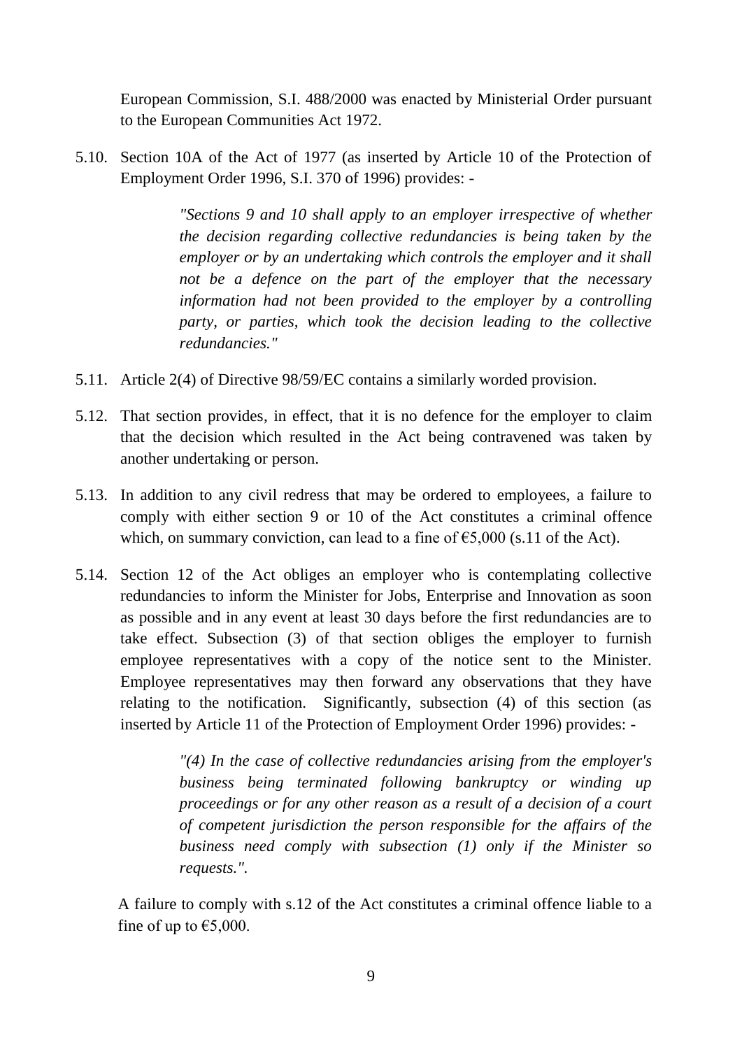European Commission, S.I. 488/2000 was enacted by Ministerial Order pursuant to the European Communities Act 1972.

5.10. Section 10A of the Act of 1977 (as inserted by Article 10 of the Protection of Employment Order 1996, S.I. 370 of 1996) provides: -

> *"Sections 9 and 10 shall apply to an employer irrespective of whether the decision regarding collective redundancies is being taken by the employer or by an undertaking which controls the employer and it shall not be a defence on the part of the employer that the necessary information had not been provided to the employer by a controlling party, or parties, which took the decision leading to the collective redundancies."*

5.11. Article 2(4) of Directive 98/59/EC contains a similarly worded provision.

5.12. That section provides, in effect, that it is no defence for the employer to claim that the decision which resulted in the Act being contravened was taken by another undertaking or person.

5.13. In addition to any civil redress that may be ordered to employees, a failure to comply with either section 9 or 10 of the Act constitutes a criminal offence which, on summary conviction, can lead to a fine of €5,000 (s.11 of the Act).

5.14. Section 12 of the Act obliges an employer who is contemplating collective redundancies to inform the Minister for Jobs, Enterprise and Innovation as soon as possible and in any event at least 30 days before the first redundancies are to take effect. Subsection (3) of that section obliges the employer to furnish employee representatives with a copy of the notice sent to the Minister. Employee representatives may then forward any observations that they have relating to the notification. Significantly, subsection (4) of this section (as inserted by Article 11 of the Protection of Employment Order 1996) provides: -

> *"(4) In the case of collective redundancies arising from the employer's business being terminated following bankruptcy or winding up proceedings or for any other reason as a result of a decision of a court of competent jurisdiction the person responsible for the affairs of the business need comply with subsection (1) only if the Minister so requests."*.

A failure to comply with s.12 of the Act constitutes a criminal offence liable to a fine of up to €5,000.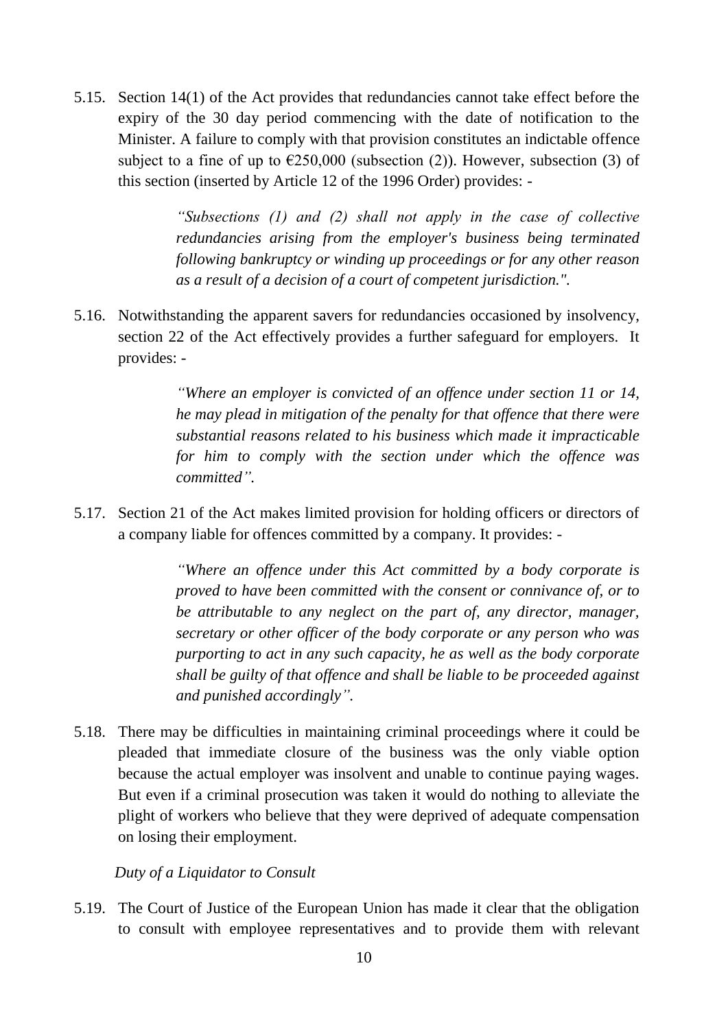5.15. Section 14(1) of the Act provides that redundancies cannot take effect before the expiry of the 30 day period commencing with the date of notification to the Minister. A failure to comply with that provision constitutes an indictable offence subject to a fine of up to €250,000 (subsection (2)). However, subsection (3) of this section (inserted by Article 12 of the 1996 Order) provides: -

> *"Subsections (1) and (2) shall not apply in the case of collective redundancies arising from the employer's business being terminated following bankruptcy or winding up proceedings or for any other reason as a result of a decision of a court of competent jurisdiction.".*

5.16. Notwithstanding the apparent savers for redundancies occasioned by insolvency, section 22 of the Act effectively provides a further safeguard for employers. It provides: -

> *"Where an employer is convicted of an offence under section 11 or 14, he may plead in mitigation of the penalty for that offence that there were substantial reasons related to his business which made it impracticable for him to comply with the section under which the offence was committed".*

5.17. Section 21 of the Act makes limited provision for holding officers or directors of a company liable for offences committed by a company. It provides: -

> *"Where an offence under this Act committed by a body corporate is proved to have been committed with the consent or connivance of, or to be attributable to any neglect on the part of, any director, manager, secretary or other officer of the body corporate or any person who was purporting to act in any such capacity, he as well as the body corporate shall be guilty of that offence and shall be liable to be proceeded against and punished accordingly".*

5.18. There may be difficulties in maintaining criminal proceedings where it could be pleaded that immediate closure of the business was the only viable option because the actual employer was insolvent and unable to continue paying wages. But even if a criminal prosecution was taken it would do nothing to alleviate the plight of workers who believe that they were deprived of adequate compensation on losing their employment.

*Duty of a Liquidator to Consult*

5.19. The Court of Justice of the European Union has made it clear that the obligation to consult with employee representatives and to provide them with relevant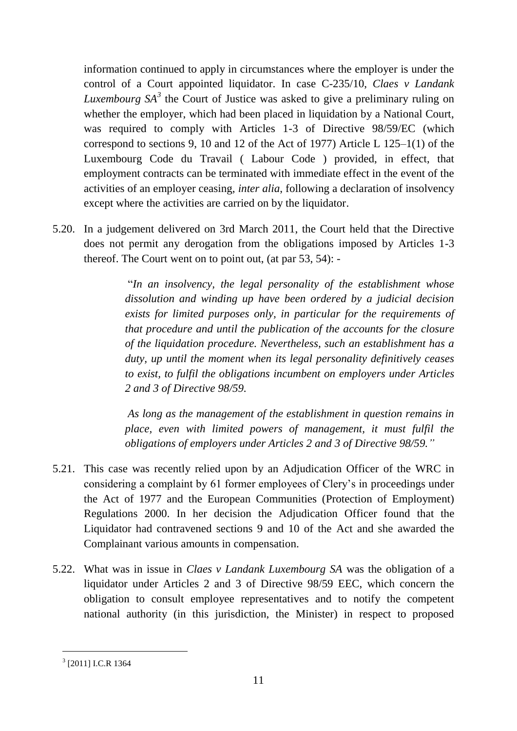information continued to apply in circumstances where the employer is under the control of a Court appointed liquidator. In case C-235/10, *Claes v Landank Luxembourg SA*[3] the Court of Justice was asked to give a preliminary ruling on whether the employer, which had been placed in liquidation by a National Court, was required to comply with Articles 1-3 of Directive 98/59/EC (which correspond to sections 9, 10 and 12 of the Act of 1977) Article L 125–1(1) of the Luxembourg Code du Travail ( Labour Code ) provided, in effect, that employment contracts can be terminated with immediate effect in the event of the activities of an employer ceasing, *inter alia*, following a declaration of insolvency except where the activities are carried on by the liquidator.

5.20. In a judgement delivered on 3rd March 2011, the Court held that the Directive does not permit any derogation from the obligations imposed by Articles 1-3 thereof. The Court went on to point out, (at par 53, 54): -

> "*In an insolvency, the legal personality of the establishment whose dissolution and winding up have been ordered by a judicial decision exists for limited purposes only, in particular for the requirements of that procedure and until the publication of the accounts for the closure of the liquidation procedure. Nevertheless, such an establishment has a duty, up until the moment when its legal personality definitively ceases to exist, to fulfil the obligations incumbent on employers under Articles 2 and 3 of Directive 98/59.*
>
> *As long as the management of the establishment in question remains in place, even with limited powers of management, it must fulfil the obligations of employers under Articles 2 and 3 of Directive 98/59."*

5.21. This case was recently relied upon by an Adjudication Officer of the WRC in considering a complaint by 61 former employees of Clery's in proceedings under the Act of 1977 and the European Communities (Protection of Employment) Regulations 2000. In her decision the Adjudication Officer found that the Liquidator had contravened sections 9 and 10 of the Act and she awarded the Complainant various amounts in compensation.

5.22. What was in issue in *Claes v Landank Luxembourg SA* was the obligation of a liquidator under Articles 2 and 3 of Directive 98/59 EEC, which concern the obligation to consult employee representatives and to notify the competent national authority (in this jurisdiction, the Minister) in respect to proposed

---

[3] [2011] I.C.R 1364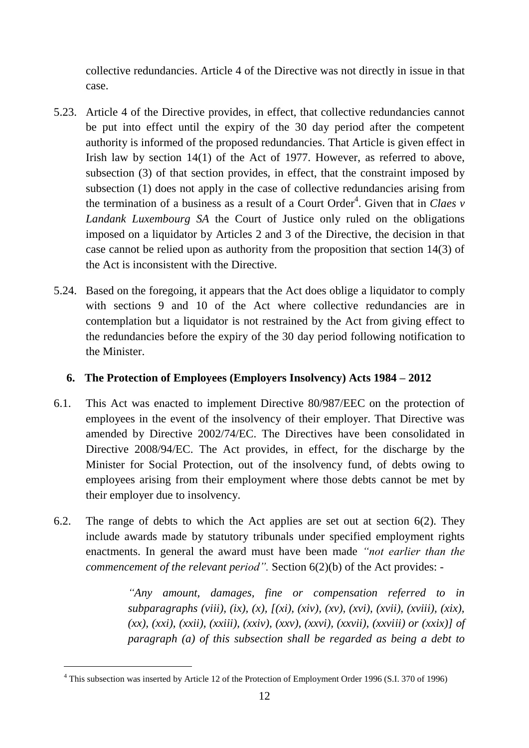collective redundancies. Article 4 of the Directive was not directly in issue in that case.

5.23. Article 4 of the Directive provides, in effect, that collective redundancies cannot be put into effect until the expiry of the 30 day period after the competent authority is informed of the proposed redundancies. That Article is given effect in Irish law by section 14(1) of the Act of 1977. However, as referred to above, subsection (3) of that section provides, in effect, that the constraint imposed by subsection (1) does not apply in the case of collective redundancies arising from the termination of a business as a result of a Court Order[4]. Given that in *Claes v Landank Luxembourg SA* the Court of Justice only ruled on the obligations imposed on a liquidator by Articles 2 and 3 of the Directive, the decision in that case cannot be relied upon as authority from the proposition that section 14(3) of the Act is inconsistent with the Directive.

5.24. Based on the foregoing, it appears that the Act does oblige a liquidator to comply with sections 9 and 10 of the Act where collective redundancies are in contemplation but a liquidator is not restrained by the Act from giving effect to the redundancies before the expiry of the 30 day period following notification to the Minister.

## 6. The Protection of Employees (Employers Insolvency) Acts 1984 – 2012

6.1. This Act was enacted to implement Directive 80/987/EEC on the protection of employees in the event of the insolvency of their employer. That Directive was amended by Directive 2002/74/EC. The Directives have been consolidated in Directive 2008/94/EC. The Act provides, in effect, for the discharge by the Minister for Social Protection, out of the insolvency fund, of debts owing to employees arising from their employment where those debts cannot be met by their employer due to insolvency.

6.2. The range of debts to which the Act applies are set out at section 6(2). They include awards made by statutory tribunals under specified employment rights enactments. In general the award must have been made *"not earlier than the commencement of the relevant period".* Section 6(2)(b) of the Act provides: -

> *"Any amount, damages, fine or compensation referred to in subparagraphs (viii), (ix), (x), [(xi), (xiv), (xv), (xvi), (xvii), (xviii), (xix), (xx), (xxi), (xxii), (xxiii), (xxiv), (xxv), (xxvi), (xxvii), (xxviii) or (xxix)] of paragraph (a) of this subsection shall be regarded as being a debt to*

[4] This subsection was inserted by Article 12 of the Protection of Employment Order 1996 (S.I. 370 of 1996)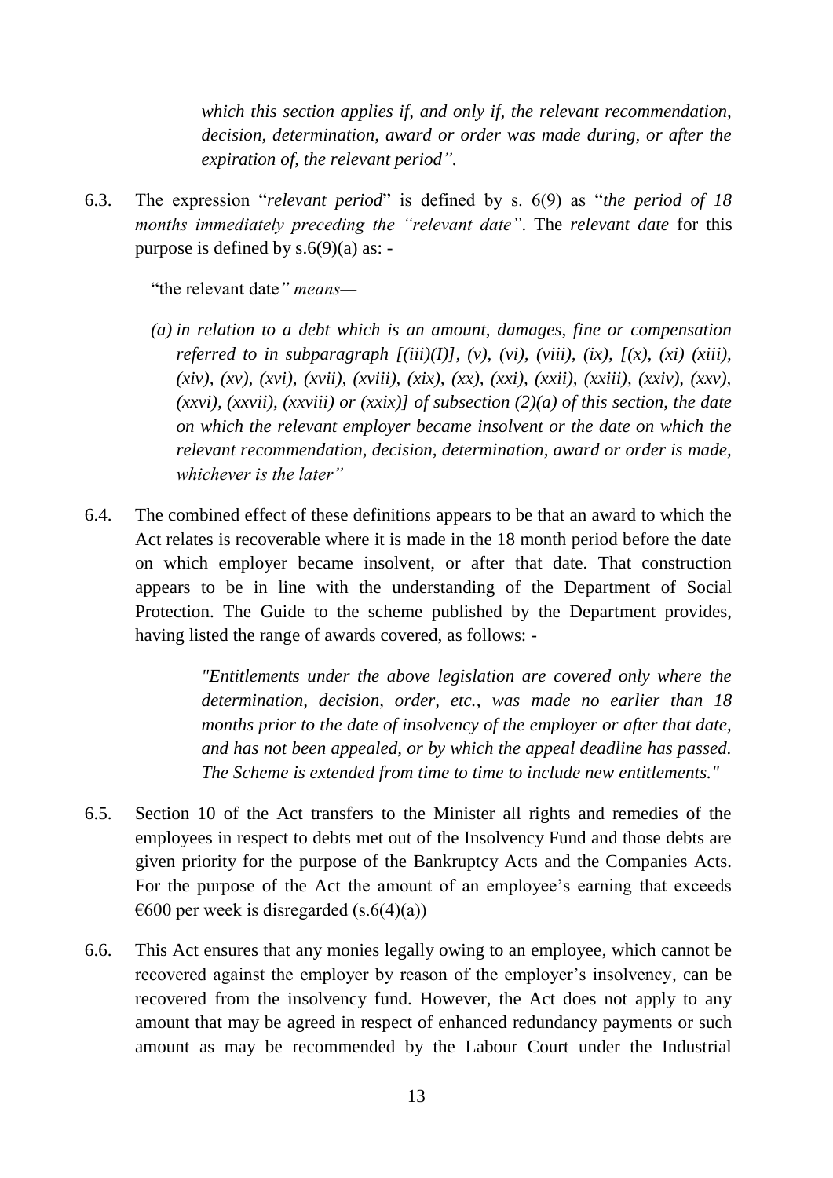*which this section applies if, and only if, the relevant recommendation, decision, determination, award or order was made during, or after the expiration of, the relevant period".*

6.3. The expression "*relevant period*" is defined by s. 6(9) as "*the period of 18 months immediately preceding the "relevant date"*. The *relevant date* for this purpose is defined by s.6(9)(a) as: -

"the relevant date*" means—*

*(a) in relation to a debt which is an amount, damages, fine or compensation referred to in subparagraph [(iii)(I)], (v), (vi), (viii), (ix), [(x), (xi) (xiii), (xiv), (xv), (xvi), (xvii), (xviii), (xix), (xx), (xxi), (xxii), (xxiii), (xxiv), (xxv), (xxvi), (xxvii), (xxviii) or (xxix)] of subsection (2)(a) of this section, the date on which the relevant employer became insolvent or the date on which the relevant recommendation, decision, determination, award or order is made, whichever is the later"*

6.4. The combined effect of these definitions appears to be that an award to which the Act relates is recoverable where it is made in the 18 month period before the date on which employer became insolvent, or after that date. That construction appears to be in line with the understanding of the Department of Social Protection. The Guide to the scheme published by the Department provides, having listed the range of awards covered, as follows: -

> *"Entitlements under the above legislation are covered only where the determination, decision, order, etc., was made no earlier than 18 months prior to the date of insolvency of the employer or after that date, and has not been appealed, or by which the appeal deadline has passed. The Scheme is extended from time to time to include new entitlements."*

6.5. Section 10 of the Act transfers to the Minister all rights and remedies of the employees in respect to debts met out of the Insolvency Fund and those debts are given priority for the purpose of the Bankruptcy Acts and the Companies Acts. For the purpose of the Act the amount of an employee's earning that exceeds €600 per week is disregarded (s.6(4)(a))

6.6. This Act ensures that any monies legally owing to an employee, which cannot be recovered against the employer by reason of the employer's insolvency, can be recovered from the insolvency fund. However, the Act does not apply to any amount that may be agreed in respect of enhanced redundancy payments or such amount as may be recommended by the Labour Court under the Industrial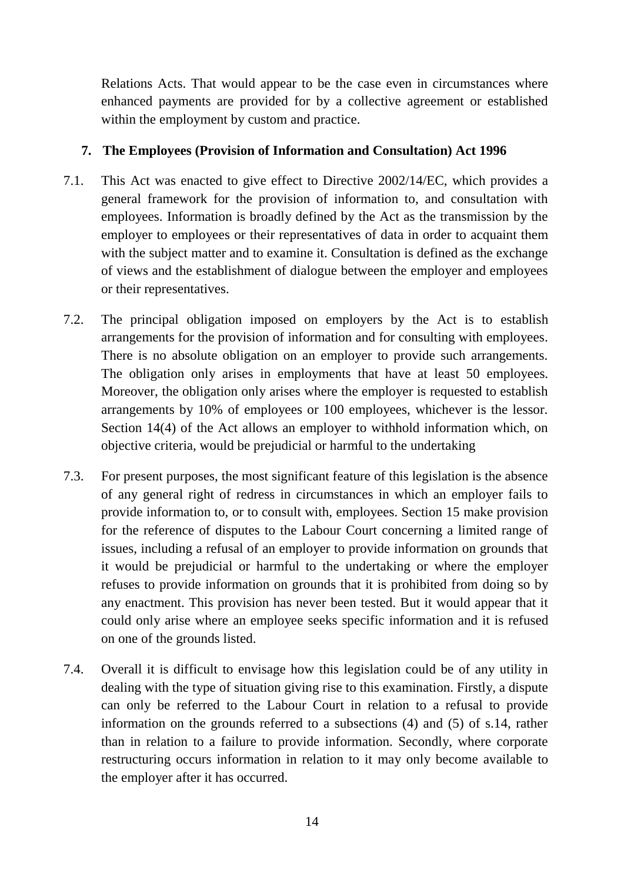Relations Acts. That would appear to be the case even in circumstances where enhanced payments are provided for by a collective agreement or established within the employment by custom and practice.

## 7. The Employees (Provision of Information and Consultation) Act 1996

7.1. This Act was enacted to give effect to Directive 2002/14/EC, which provides a general framework for the provision of information to, and consultation with employees. Information is broadly defined by the Act as the transmission by the employer to employees or their representatives of data in order to acquaint them with the subject matter and to examine it. Consultation is defined as the exchange of views and the establishment of dialogue between the employer and employees or their representatives.

7.2. The principal obligation imposed on employers by the Act is to establish arrangements for the provision of information and for consulting with employees. There is no absolute obligation on an employer to provide such arrangements. The obligation only arises in employments that have at least 50 employees. Moreover, the obligation only arises where the employer is requested to establish arrangements by 10% of employees or 100 employees, whichever is the lessor. Section 14(4) of the Act allows an employer to withhold information which, on objective criteria, would be prejudicial or harmful to the undertaking

7.3. For present purposes, the most significant feature of this legislation is the absence of any general right of redress in circumstances in which an employer fails to provide information to, or to consult with, employees. Section 15 make provision for the reference of disputes to the Labour Court concerning a limited range of issues, including a refusal of an employer to provide information on grounds that it would be prejudicial or harmful to the undertaking or where the employer refuses to provide information on grounds that it is prohibited from doing so by any enactment. This provision has never been tested. But it would appear that it could only arise where an employee seeks specific information and it is refused on one of the grounds listed.

7.4. Overall it is difficult to envisage how this legislation could be of any utility in dealing with the type of situation giving rise to this examination. Firstly, a dispute can only be referred to the Labour Court in relation to a refusal to provide information on the grounds referred to a subsections (4) and (5) of s.14, rather than in relation to a failure to provide information. Secondly, where corporate restructuring occurs information in relation to it may only become available to the employer after it has occurred.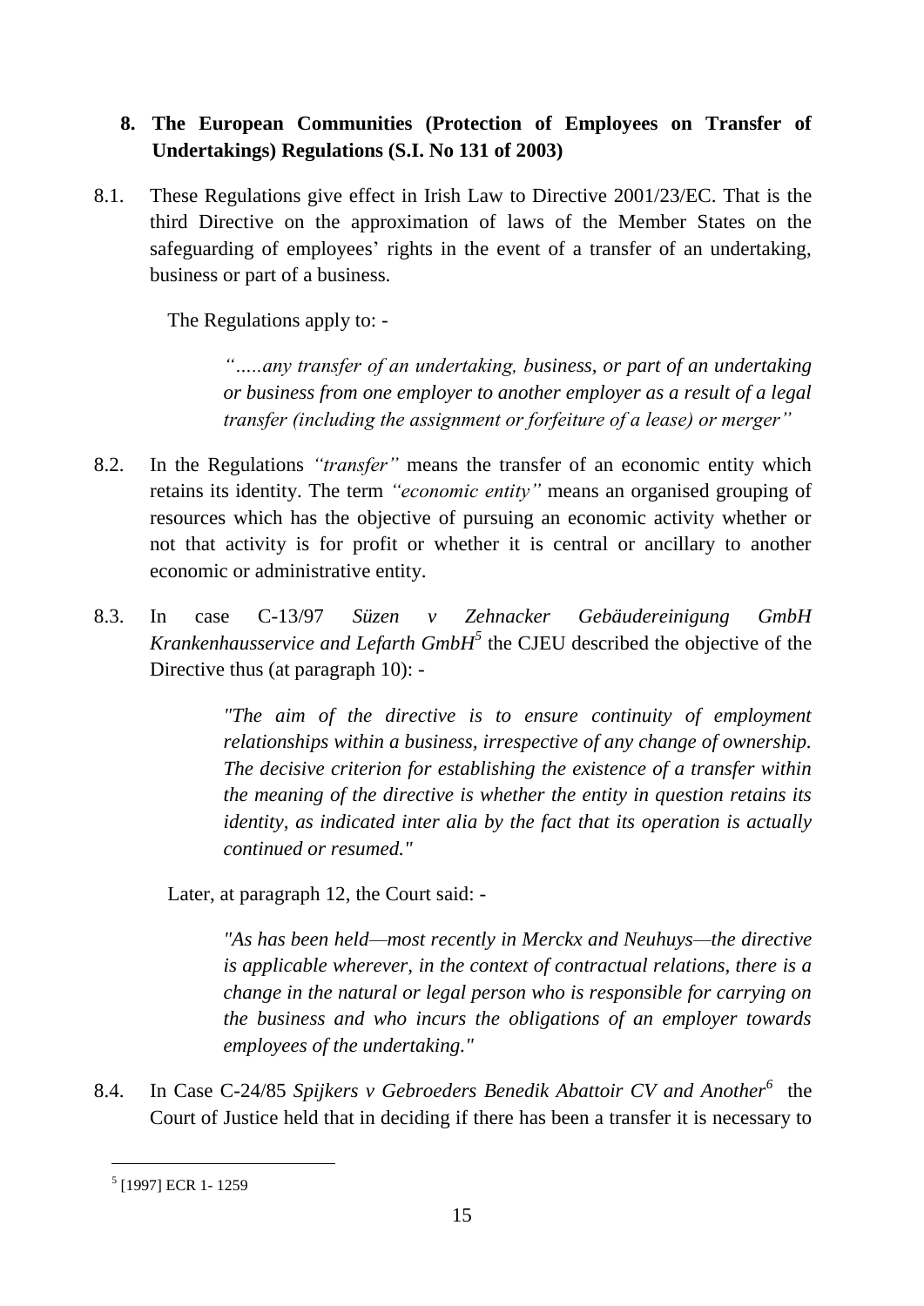## 8. The European Communities (Protection of Employees on Transfer of Undertakings) Regulations (S.I. No 131 of 2003)

8.1. These Regulations give effect in Irish Law to Directive 2001/23/EC. That is the third Directive on the approximation of laws of the Member States on the safeguarding of employees' rights in the event of a transfer of an undertaking, business or part of a business.

The Regulations apply to: -

> *"…..any transfer of an undertaking, business, or part of an undertaking or business from one employer to another employer as a result of a legal transfer (including the assignment or forfeiture of a lease) or merger"*

8.2. In the Regulations *"transfer"* means the transfer of an economic entity which retains its identity. The term *"economic entity"* means an organised grouping of resources which has the objective of pursuing an economic activity whether or not that activity is for profit or whether it is central or ancillary to another economic or administrative entity.

8.3. In case C-13/97 *Süzen v Zehnacker Gebäudereinigung GmbH Krankenhausservice and Lefarth GmbH*[5] the CJEU described the objective of the Directive thus (at paragraph 10): -

> *"The aim of the directive is to ensure continuity of employment relationships within a business, irrespective of any change of ownership. The decisive criterion for establishing the existence of a transfer within the meaning of the directive is whether the entity in question retains its identity, as indicated inter alia by the fact that its operation is actually continued or resumed."*

Later, at paragraph 12, the Court said: -

> *"As has been held—most recently in Merckx and Neuhuys—the directive is applicable wherever, in the context of contractual relations, there is a change in the natural or legal person who is responsible for carrying on the business and who incurs the obligations of an employer towards employees of the undertaking."*

8.4. In Case C-24/85 *Spijkers v Gebroeders Benedik Abattoir CV and Another*[6] the Court of Justice held that in deciding if there has been a transfer it is necessary to

---

[5] [1997] ECR 1- 1259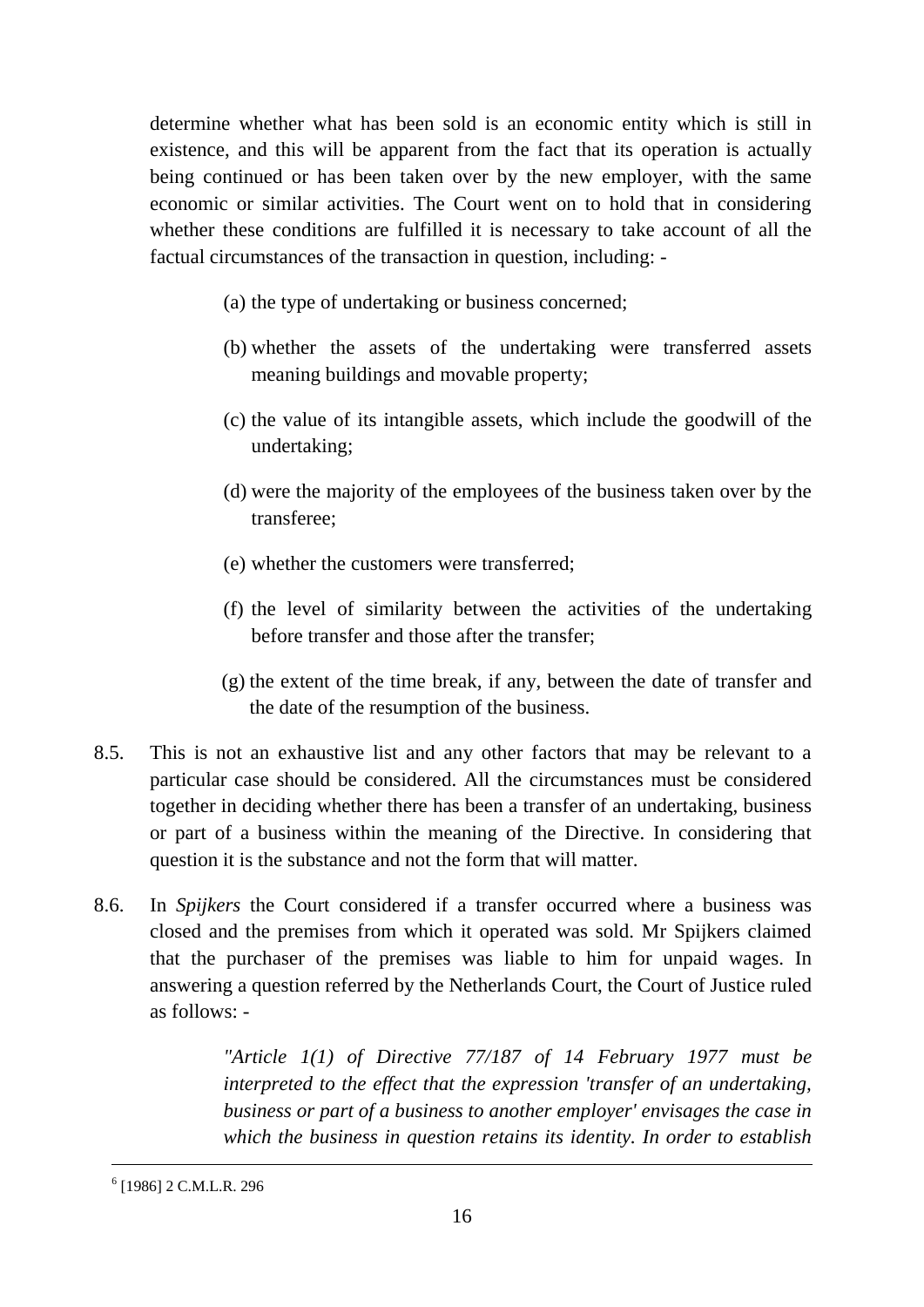determine whether what has been sold is an economic entity which is still in existence, and this will be apparent from the fact that its operation is actually being continued or has been taken over by the new employer, with the same economic or similar activities. The Court went on to hold that in considering whether these conditions are fulfilled it is necessary to take account of all the factual circumstances of the transaction in question, including: -

(a) the type of undertaking or business concerned;

(b) whether the assets of the undertaking were transferred assets meaning buildings and movable property;

(c) the value of its intangible assets, which include the goodwill of the undertaking;

(d) were the majority of the employees of the business taken over by the transferee;

(e) whether the customers were transferred;

(f) the level of similarity between the activities of the undertaking before transfer and those after the transfer;

(g) the extent of the time break, if any, between the date of transfer and the date of the resumption of the business.

8.5. This is not an exhaustive list and any other factors that may be relevant to a particular case should be considered. All the circumstances must be considered together in deciding whether there has been a transfer of an undertaking, business or part of a business within the meaning of the Directive. In considering that question it is the substance and not the form that will matter.

8.6. In *Spijkers* the Court considered if a transfer occurred where a business was closed and the premises from which it operated was sold. Mr Spijkers claimed that the purchaser of the premises was liable to him for unpaid wages. In answering a question referred by the Netherlands Court, the Court of Justice ruled as follows: -

> *"Article 1(1) of Directive 77/187 of 14 February 1977 must be interpreted to the effect that the expression 'transfer of an undertaking, business or part of a business to another employer' envisages the case in which the business in question retains its identity. In order to establish*

[6] [1986] 2 C.M.L.R. 296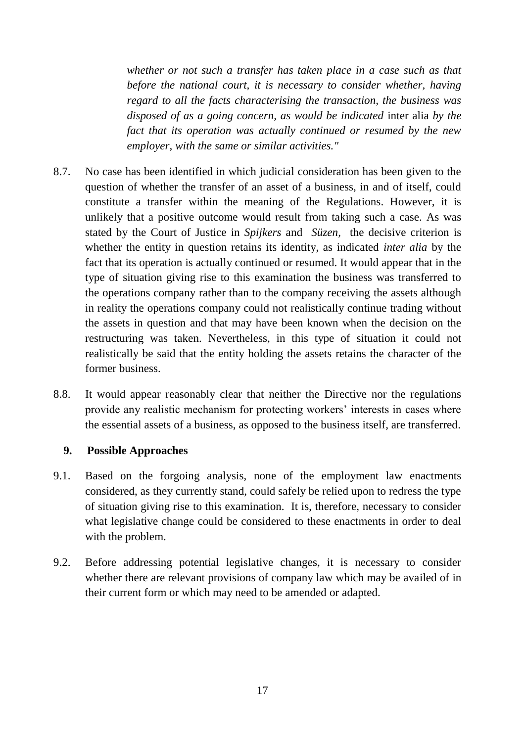*whether or not such a transfer has taken place in a case such as that before the national court, it is necessary to consider whether, having regard to all the facts characterising the transaction, the business was disposed of as a going concern, as would be indicated* inter alia *by the fact that its operation was actually continued or resumed by the new employer, with the same or similar activities."*

8.7. No case has been identified in which judicial consideration has been given to the question of whether the transfer of an asset of a business, in and of itself, could constitute a transfer within the meaning of the Regulations. However, it is unlikely that a positive outcome would result from taking such a case. As was stated by the Court of Justice in *Spijkers* and *Süzen*, the decisive criterion is whether the entity in question retains its identity, as indicated *inter alia* by the fact that its operation is actually continued or resumed. It would appear that in the type of situation giving rise to this examination the business was transferred to the operations company rather than to the company receiving the assets although in reality the operations company could not realistically continue trading without the assets in question and that may have been known when the decision on the restructuring was taken. Nevertheless, in this type of situation it could not realistically be said that the entity holding the assets retains the character of the former business.

8.8. It would appear reasonably clear that neither the Directive nor the regulations provide any realistic mechanism for protecting workers' interests in cases where the essential assets of a business, as opposed to the business itself, are transferred.

## 9. Possible Approaches

9.1. Based on the forgoing analysis, none of the employment law enactments considered, as they currently stand, could safely be relied upon to redress the type of situation giving rise to this examination. It is, therefore, necessary to consider what legislative change could be considered to these enactments in order to deal with the problem.

9.2. Before addressing potential legislative changes, it is necessary to consider whether there are relevant provisions of company law which may be availed of in their current form or which may need to be amended or adapted.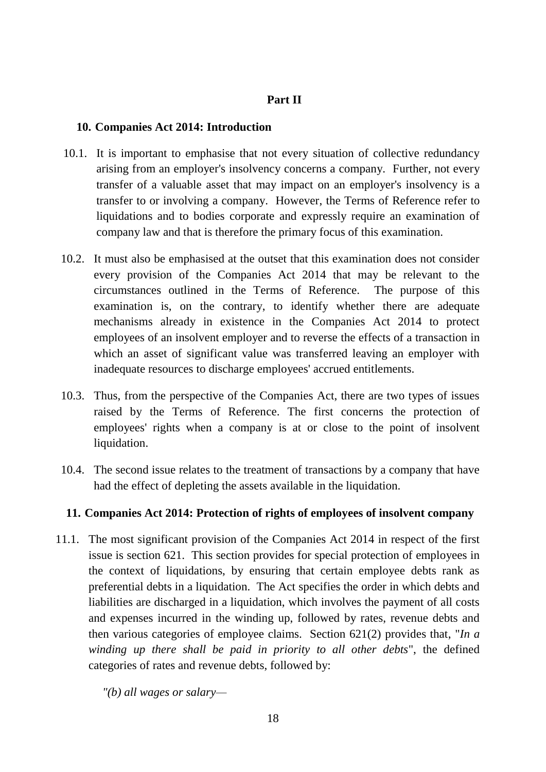## Part II

### 10. Companies Act 2014: Introduction

10.1. It is important to emphasise that not every situation of collective redundancy arising from an employer's insolvency concerns a company. Further, not every transfer of a valuable asset that may impact on an employer's insolvency is a transfer to or involving a company. However, the Terms of Reference refer to liquidations and to bodies corporate and expressly require an examination of company law and that is therefore the primary focus of this examination.

10.2. It must also be emphasised at the outset that this examination does not consider every provision of the Companies Act 2014 that may be relevant to the circumstances outlined in the Terms of Reference. The purpose of this examination is, on the contrary, to identify whether there are adequate mechanisms already in existence in the Companies Act 2014 to protect employees of an insolvent employer and to reverse the effects of a transaction in which an asset of significant value was transferred leaving an employer with inadequate resources to discharge employees' accrued entitlements.

10.3. Thus, from the perspective of the Companies Act, there are two types of issues raised by the Terms of Reference. The first concerns the protection of employees' rights when a company is at or close to the point of insolvent liquidation.

10.4. The second issue relates to the treatment of transactions by a company that have had the effect of depleting the assets available in the liquidation.

### 11. Companies Act 2014: Protection of rights of employees of insolvent company

11.1. The most significant provision of the Companies Act 2014 in respect of the first issue is section 621. This section provides for special protection of employees in the context of liquidations, by ensuring that certain employee debts rank as preferential debts in a liquidation. The Act specifies the order in which debts and liabilities are discharged in a liquidation, which involves the payment of all costs and expenses incurred in the winding up, followed by rates, revenue debts and then various categories of employee claims. Section 621(2) provides that, "*In a winding up there shall be paid in priority to all other debts*", the defined categories of rates and revenue debts, followed by:

*"(b) all wages or salary—*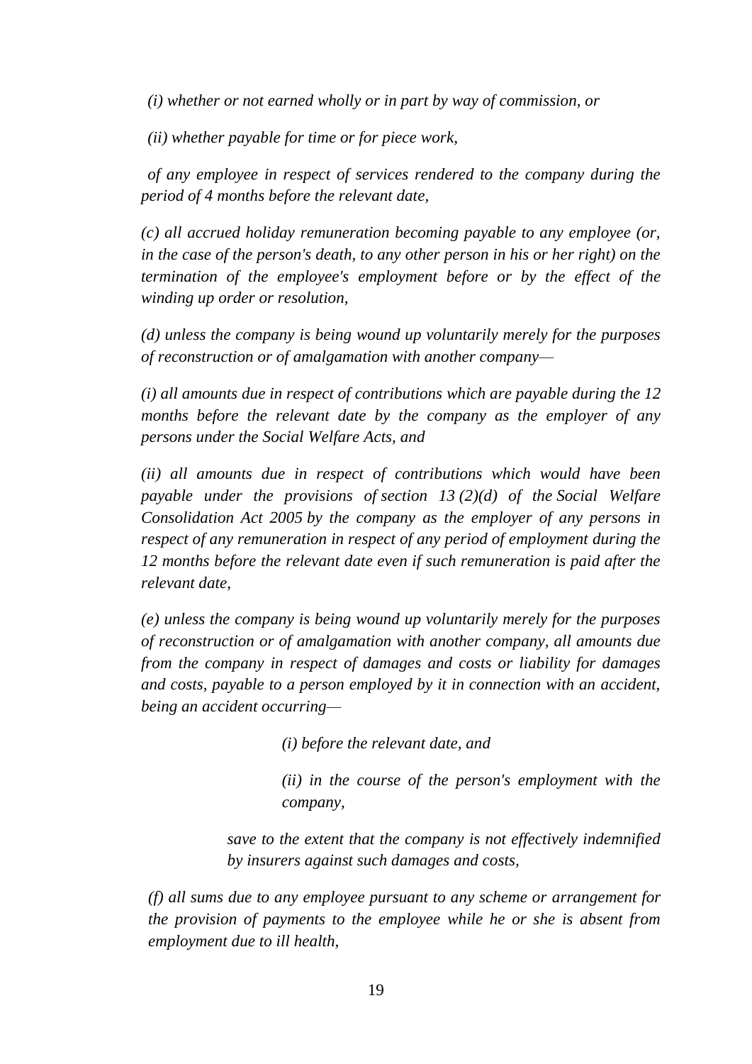*(i) whether or not earned wholly or in part by way of commission, or*

*(ii) whether payable for time or for piece work,*

*of any employee in respect of services rendered to the company during the period of 4 months before the relevant date,*

*(c) all accrued holiday remuneration becoming payable to any employee (or, in the case of the person's death, to any other person in his or her right) on the termination of the employee's employment before or by the effect of the winding up order or resolution,*

*(d) unless the company is being wound up voluntarily merely for the purposes of reconstruction or of amalgamation with another company—*

*(i) all amounts due in respect of contributions which are payable during the 12 months before the relevant date by the company as the employer of any persons under the Social Welfare Acts, and*

*(ii) all amounts due in respect of contributions which would have been payable under the provisions of section 13 (2)(d) of the Social Welfare Consolidation Act 2005 by the company as the employer of any persons in respect of any remuneration in respect of any period of employment during the 12 months before the relevant date even if such remuneration is paid after the relevant date,*

*(e) unless the company is being wound up voluntarily merely for the purposes of reconstruction or of amalgamation with another company, all amounts due from the company in respect of damages and costs or liability for damages and costs, payable to a person employed by it in connection with an accident, being an accident occurring—*

*(i) before the relevant date, and*

*(ii) in the course of the person's employment with the company,*

*save to the extent that the company is not effectively indemnified by insurers against such damages and costs,*

*(f) all sums due to any employee pursuant to any scheme or arrangement for the provision of payments to the employee while he or she is absent from employment due to ill health,*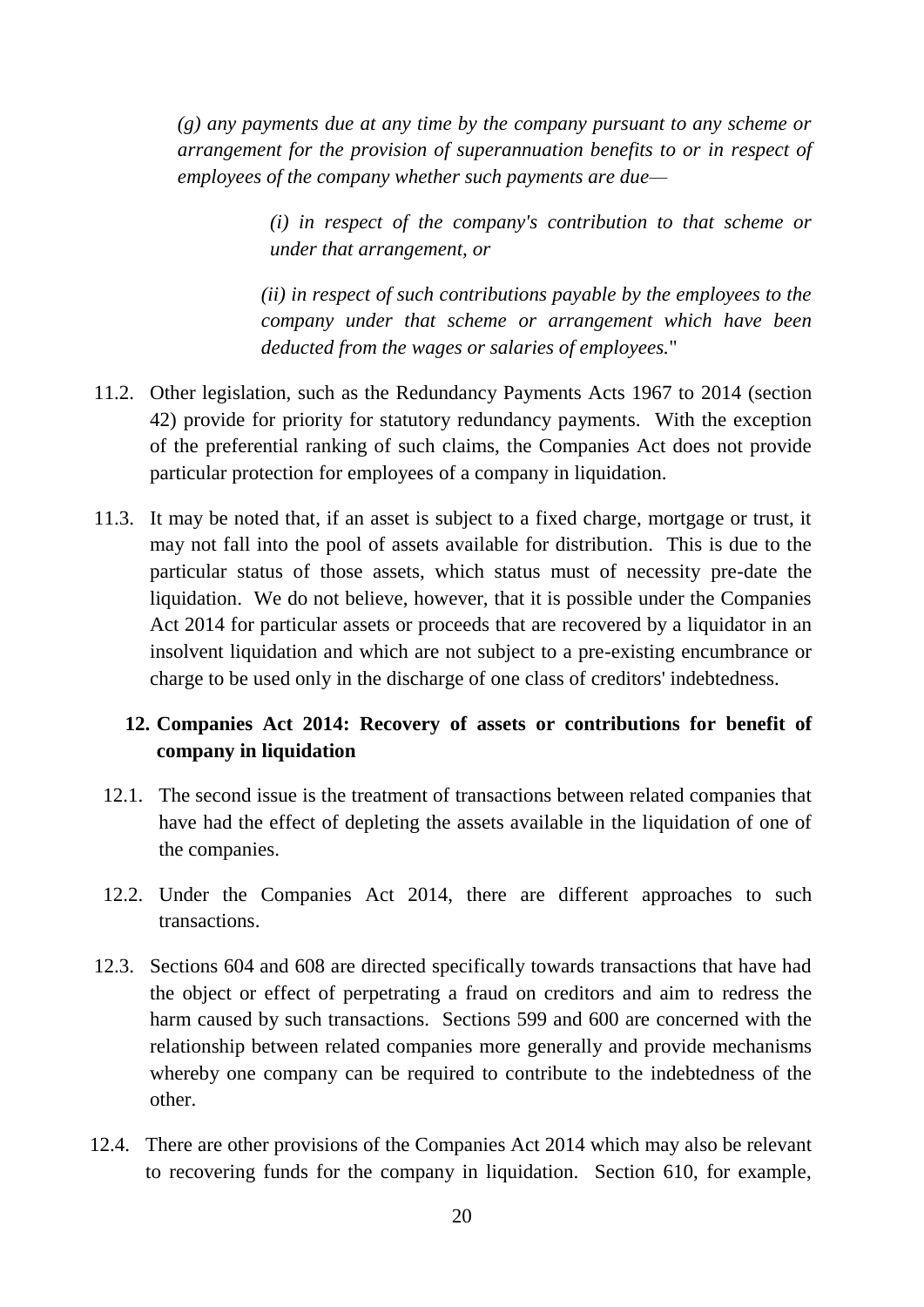*(g) any payments due at any time by the company pursuant to any scheme or arrangement for the provision of superannuation benefits to or in respect of employees of the company whether such payments are due—*

> *(i) in respect of the company's contribution to that scheme or under that arrangement, or*
>
> *(ii) in respect of such contributions payable by the employees to the company under that scheme or arrangement which have been deducted from the wages or salaries of employees.*"

11.2. Other legislation, such as the Redundancy Payments Acts 1967 to 2014 (section 42) provide for priority for statutory redundancy payments. With the exception of the preferential ranking of such claims, the Companies Act does not provide particular protection for employees of a company in liquidation.

11.3. It may be noted that, if an asset is subject to a fixed charge, mortgage or trust, it may not fall into the pool of assets available for distribution. This is due to the particular status of those assets, which status must of necessity pre-date the liquidation. We do not believe, however, that it is possible under the Companies Act 2014 for particular assets or proceeds that are recovered by a liquidator in an insolvent liquidation and which are not subject to a pre-existing encumbrance or charge to be used only in the discharge of one class of creditors' indebtedness.

## 12. Companies Act 2014: Recovery of assets or contributions for benefit of company in liquidation

12.1. The second issue is the treatment of transactions between related companies that have had the effect of depleting the assets available in the liquidation of one of the companies.

12.2. Under the Companies Act 2014, there are different approaches to such transactions.

12.3. Sections 604 and 608 are directed specifically towards transactions that have had the object or effect of perpetrating a fraud on creditors and aim to redress the harm caused by such transactions. Sections 599 and 600 are concerned with the relationship between related companies more generally and provide mechanisms whereby one company can be required to contribute to the indebtedness of the other.

12.4. There are other provisions of the Companies Act 2014 which may also be relevant to recovering funds for the company in liquidation. Section 610, for example,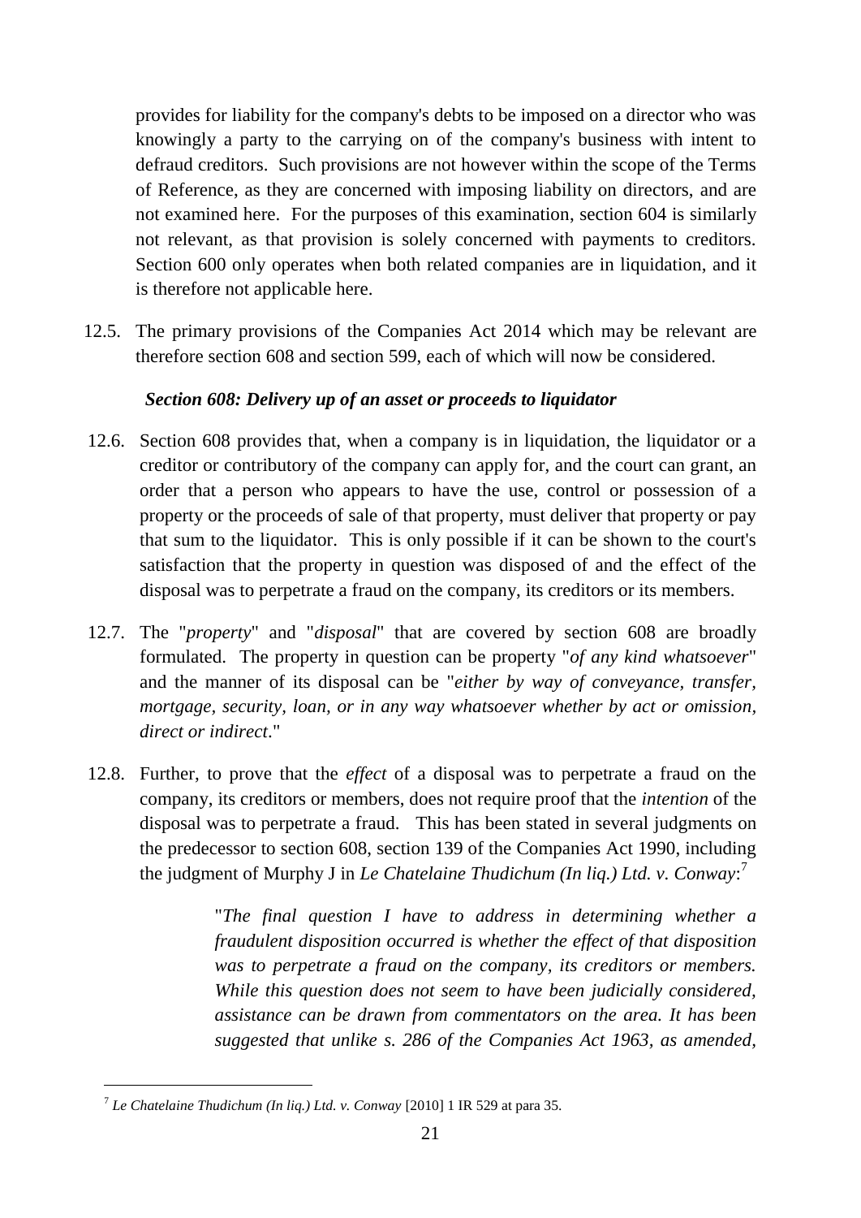provides for liability for the company's debts to be imposed on a director who was knowingly a party to the carrying on of the company's business with intent to defraud creditors. Such provisions are not however within the scope of the Terms of Reference, as they are concerned with imposing liability on directors, and are not examined here. For the purposes of this examination, section 604 is similarly not relevant, as that provision is solely concerned with payments to creditors. Section 600 only operates when both related companies are in liquidation, and it is therefore not applicable here.

12.5. The primary provisions of the Companies Act 2014 which may be relevant are therefore section 608 and section 599, each of which will now be considered.

### *Section 608: Delivery up of an asset or proceeds to liquidator*

12.6. Section 608 provides that, when a company is in liquidation, the liquidator or a creditor or contributory of the company can apply for, and the court can grant, an order that a person who appears to have the use, control or possession of a property or the proceeds of sale of that property, must deliver that property or pay that sum to the liquidator. This is only possible if it can be shown to the court's satisfaction that the property in question was disposed of and the effect of the disposal was to perpetrate a fraud on the company, its creditors or its members.

12.7. The "*property*" and "*disposal*" that are covered by section 608 are broadly formulated. The property in question can be property "*of any kind whatsoever*" and the manner of its disposal can be "*either by way of conveyance, transfer, mortgage, security, loan, or in any way whatsoever whether by act or omission, direct or indirect*."

12.8. Further, to prove that the *effect* of a disposal was to perpetrate a fraud on the company, its creditors or members, does not require proof that the *intention* of the disposal was to perpetrate a fraud. This has been stated in several judgments on the predecessor to section 608, section 139 of the Companies Act 1990, including the judgment of Murphy J in *Le Chatelaine Thudichum (In liq.) Ltd. v. Conway*:[7]

> "*The final question I have to address in determining whether a fraudulent disposition occurred is whether the effect of that disposition was to perpetrate a fraud on the company, its creditors or members. While this question does not seem to have been judicially considered, assistance can be drawn from commentators on the area. It has been suggested that unlike s. 286 of the Companies Act 1963, as amended,*

[7] *Le Chatelaine Thudichum (In liq.) Ltd. v. Conway* [2010] 1 IR 529 at para 35.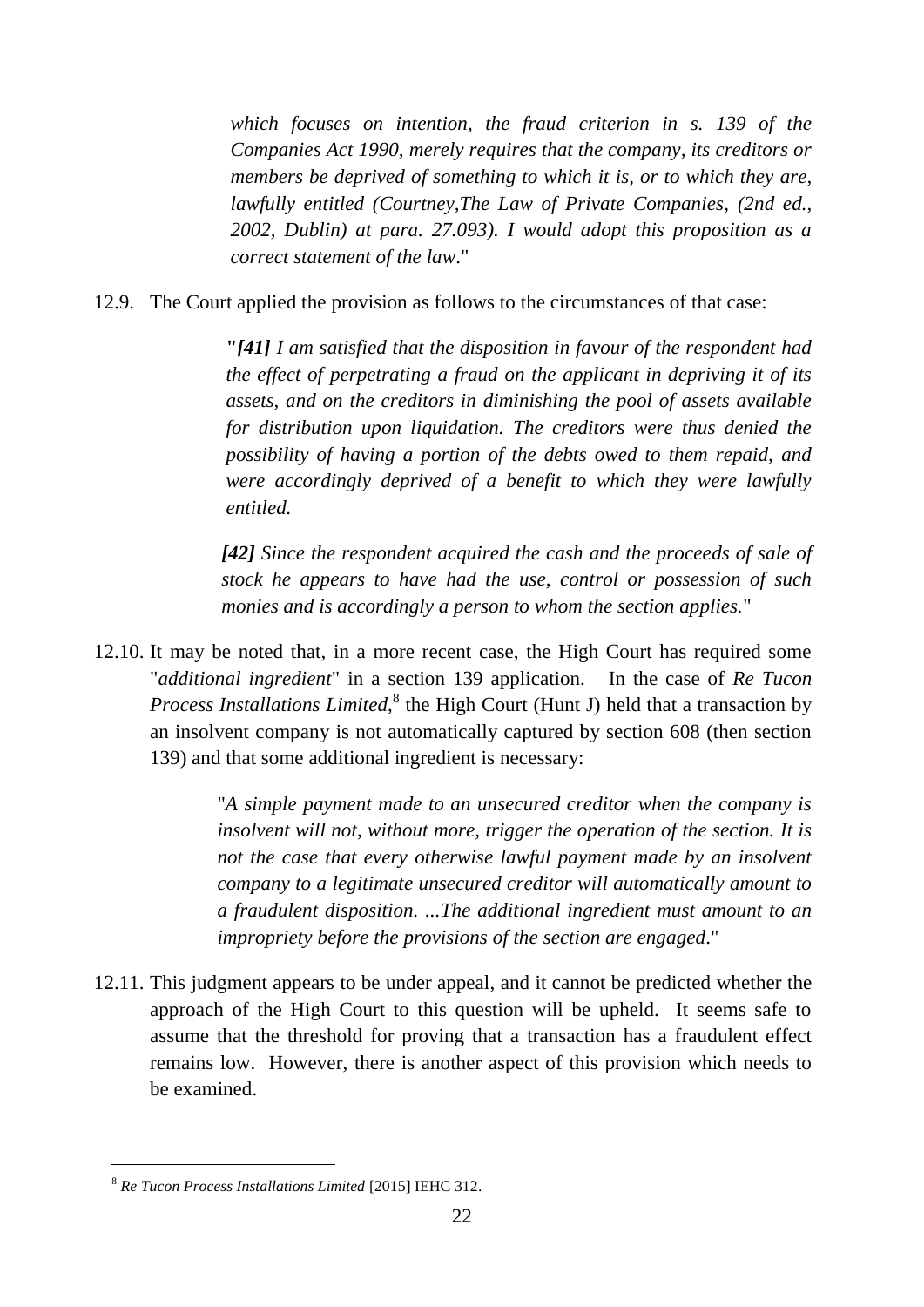> *which focuses on intention, the fraud criterion in s. 139 of the Companies Act 1990, merely requires that the company, its creditors or members be deprived of something to which it is, or to which they are, lawfully entitled (Courtney,The Law of Private Companies, (2nd ed., 2002, Dublin) at para. 27.093). I would adopt this proposition as a correct statement of the law*."

12.9. The Court applied the provision as follows to the circumstances of that case:

> "***[41]*** *I am satisfied that the disposition in favour of the respondent had the effect of perpetrating a fraud on the applicant in depriving it of its assets, and on the creditors in diminishing the pool of assets available for distribution upon liquidation. The creditors were thus denied the possibility of having a portion of the debts owed to them repaid, and were accordingly deprived of a benefit to which they were lawfully entitled.*
>
> ***[42]*** *Since the respondent acquired the cash and the proceeds of sale of stock he appears to have had the use, control or possession of such monies and is accordingly a person to whom the section applies.*"

12.10. It may be noted that, in a more recent case, the High Court has required some "*additional ingredient*" in a section 139 application. In the case of *Re Tucon Process Installations Limited*,[8] the High Court (Hunt J) held that a transaction by an insolvent company is not automatically captured by section 608 (then section 139) and that some additional ingredient is necessary:

> "*A simple payment made to an unsecured creditor when the company is insolvent will not, without more, trigger the operation of the section. It is not the case that every otherwise lawful payment made by an insolvent company to a legitimate unsecured creditor will automatically amount to a fraudulent disposition. ...The additional ingredient must amount to an impropriety before the provisions of the section are engaged*."

12.11. This judgment appears to be under appeal, and it cannot be predicted whether the approach of the High Court to this question will be upheld. It seems safe to assume that the threshold for proving that a transaction has a fraudulent effect remains low. However, there is another aspect of this provision which needs to be examined.

---

[8] *Re Tucon Process Installations Limited* [2015] IEHC 312.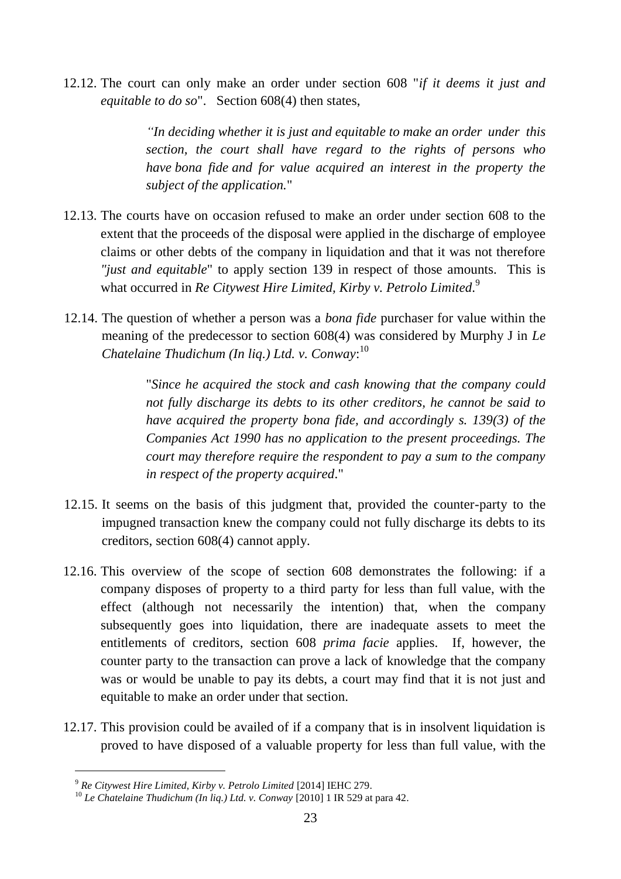12.12. The court can only make an order under section 608 "*if it deems it just and equitable to do so*". Section 608(4) then states,

> *"In deciding whether it is just and equitable to make an order under this section, the court shall have regard to the rights of persons who have bona fide and for value acquired an interest in the property the subject of the application.*"

12.13. The courts have on occasion refused to make an order under section 608 to the extent that the proceeds of the disposal were applied in the discharge of employee claims or other debts of the company in liquidation and that it was not therefore *"just and equitable*" to apply section 139 in respect of those amounts. This is what occurred in *Re Citywest Hire Limited, Kirby v. Petrolo Limited.*[9]

12.14. The question of whether a person was a *bona fide* purchaser for value within the meaning of the predecessor to section 608(4) was considered by Murphy J in *Le Chatelaine Thudichum (In liq.) Ltd. v. Conway*:[10]

> "*Since he acquired the stock and cash knowing that the company could not fully discharge its debts to its other creditors, he cannot be said to have acquired the property bona fide, and accordingly s. 139(3) of the Companies Act 1990 has no application to the present proceedings. The court may therefore require the respondent to pay a sum to the company in respect of the property acquired*."

12.15. It seems on the basis of this judgment that, provided the counter-party to the impugned transaction knew the company could not fully discharge its debts to its creditors, section 608(4) cannot apply.

12.16. This overview of the scope of section 608 demonstrates the following: if a company disposes of property to a third party for less than full value, with the effect (although not necessarily the intention) that, when the company subsequently goes into liquidation, there are inadequate assets to meet the entitlements of creditors, section 608 *prima facie* applies. If, however, the counter party to the transaction can prove a lack of knowledge that the company was or would be unable to pay its debts, a court may find that it is not just and equitable to make an order under that section.

12.17. This provision could be availed of if a company that is in insolvent liquidation is proved to have disposed of a valuable property for less than full value, with the

---

[9] *Re Citywest Hire Limited, Kirby v. Petrolo Limited* [2014] IEHC 279.

[10] *Le Chatelaine Thudichum (In liq.) Ltd. v. Conway* [2010] 1 IR 529 at para 42.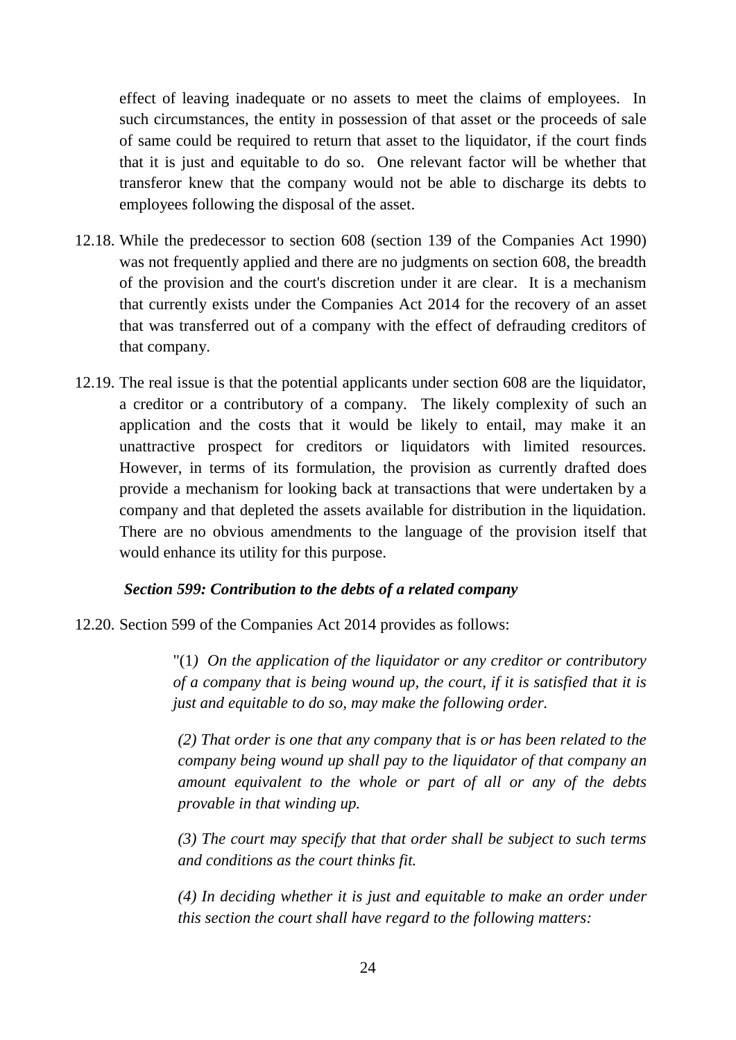effect of leaving inadequate or no assets to meet the claims of employees. In such circumstances, the entity in possession of that asset or the proceeds of sale of same could be required to return that asset to the liquidator, if the court finds that it is just and equitable to do so. One relevant factor will be whether that transferor knew that the company would not be able to discharge its debts to employees following the disposal of the asset.

12.18. While the predecessor to section 608 (section 139 of the Companies Act 1990) was not frequently applied and there are no judgments on section 608, the breadth of the provision and the court's discretion under it are clear. It is a mechanism that currently exists under the Companies Act 2014 for the recovery of an asset that was transferred out of a company with the effect of defrauding creditors of that company.

12.19. The real issue is that the potential applicants under section 608 are the liquidator, a creditor or a contributory of a company. The likely complexity of such an application and the costs that it would be likely to entail, may make it an unattractive prospect for creditors or liquidators with limited resources. However, in terms of its formulation, the provision as currently drafted does provide a mechanism for looking back at transactions that were undertaken by a company and that depleted the assets available for distribution in the liquidation. There are no obvious amendments to the language of the provision itself that would enhance its utility for this purpose.

***Section 599: Contribution to the debts of a related company***

12.20. Section 599 of the Companies Act 2014 provides as follows:

> "(1*) On the application of the liquidator or any creditor or contributory of a company that is being wound up, the court, if it is satisfied that it is just and equitable to do so, may make the following order.*
>
> *(2) That order is one that any company that is or has been related to the company being wound up shall pay to the liquidator of that company an amount equivalent to the whole or part of all or any of the debts provable in that winding up.*
>
> *(3) The court may specify that that order shall be subject to such terms and conditions as the court thinks fit.*
>
> *(4) In deciding whether it is just and equitable to make an order under this section the court shall have regard to the following matters:*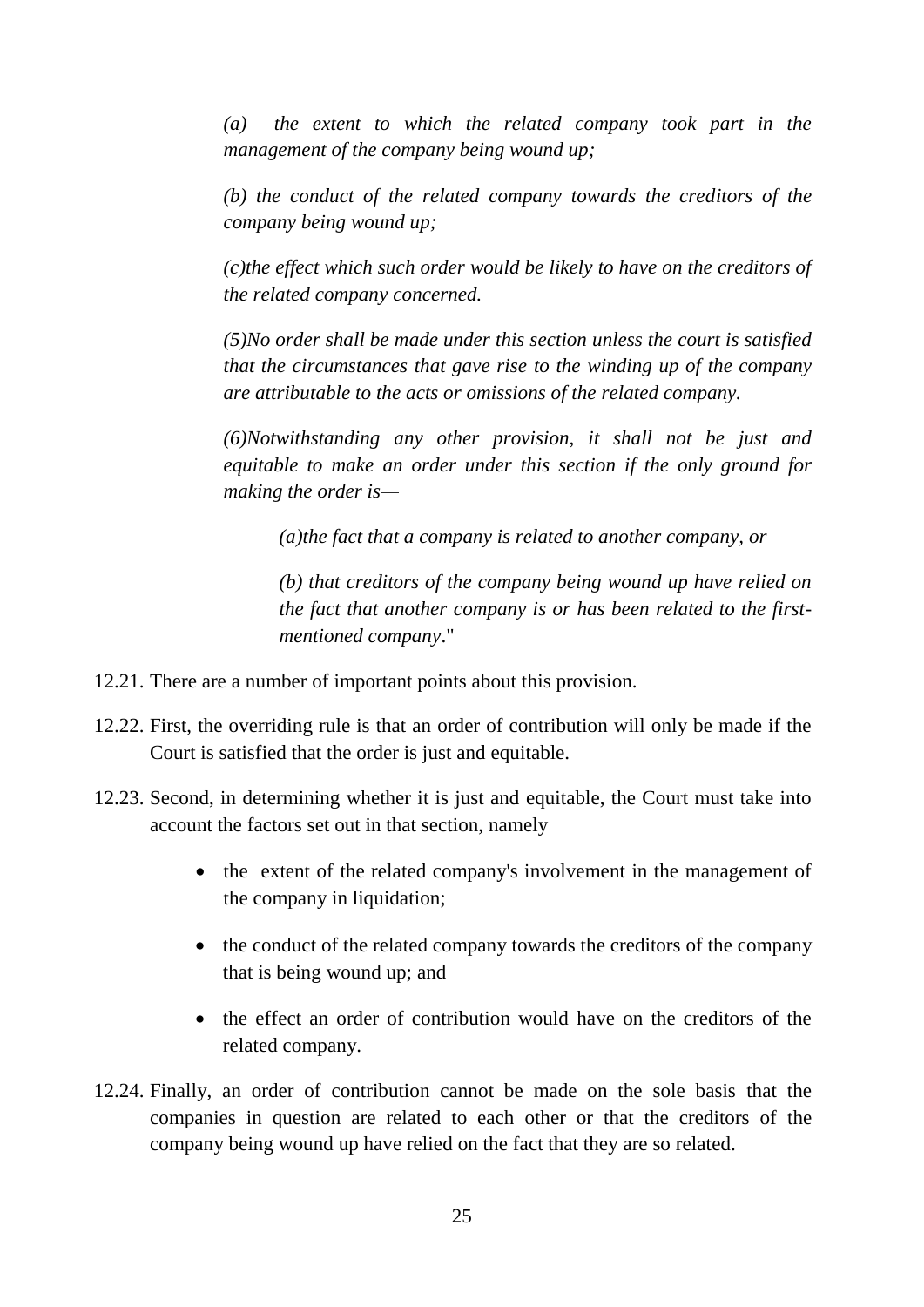*(a) the extent to which the related company took part in the management of the company being wound up;*

*(b) the conduct of the related company towards the creditors of the company being wound up;*

*(c)the effect which such order would be likely to have on the creditors of the related company concerned.*

*(5)No order shall be made under this section unless the court is satisfied that the circumstances that gave rise to the winding up of the company are attributable to the acts or omissions of the related company.*

*(6)Notwithstanding any other provision, it shall not be just and equitable to make an order under this section if the only ground for making the order is—*

> *(a)the fact that a company is related to another company, or*
>
> *(b) that creditors of the company being wound up have relied on the fact that another company is or has been related to the first-mentioned company*."

12.21. There are a number of important points about this provision.

12.22. First, the overriding rule is that an order of contribution will only be made if the Court is satisfied that the order is just and equitable.

12.23. Second, in determining whether it is just and equitable, the Court must take into account the factors set out in that section, namely

- the extent of the related company's involvement in the management of the company in liquidation;
- the conduct of the related company towards the creditors of the company that is being wound up; and
- the effect an order of contribution would have on the creditors of the related company.

12.24. Finally, an order of contribution cannot be made on the sole basis that the companies in question are related to each other or that the creditors of the company being wound up have relied on the fact that they are so related.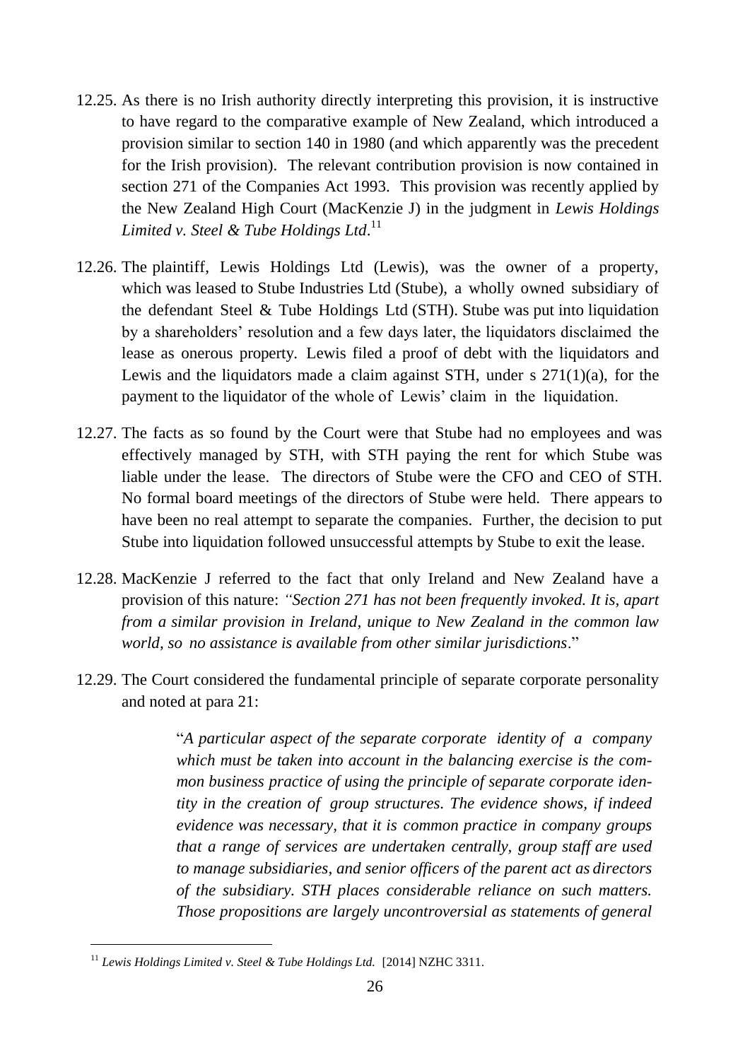12.25. As there is no Irish authority directly interpreting this provision, it is instructive to have regard to the comparative example of New Zealand, which introduced a provision similar to section 140 in 1980 (and which apparently was the precedent for the Irish provision). The relevant contribution provision is now contained in section 271 of the Companies Act 1993. This provision was recently applied by the New Zealand High Court (MacKenzie J) in the judgment in *Lewis Holdings Limited v. Steel & Tube Holdings Ltd*.[11]

12.26. The plaintiff, Lewis Holdings Ltd (Lewis), was the owner of a property, which was leased to Stube Industries Ltd (Stube), a wholly owned subsidiary of the defendant Steel & Tube Holdings Ltd (STH). Stube was put into liquidation by a shareholders' resolution and a few days later, the liquidators disclaimed the lease as onerous property. Lewis filed a proof of debt with the liquidators and Lewis and the liquidators made a claim against STH, under s 271(1)(a), for the payment to the liquidator of the whole of Lewis' claim in the liquidation.

12.27. The facts as so found by the Court were that Stube had no employees and was effectively managed by STH, with STH paying the rent for which Stube was liable under the lease. The directors of Stube were the CFO and CEO of STH. No formal board meetings of the directors of Stube were held. There appears to have been no real attempt to separate the companies. Further, the decision to put Stube into liquidation followed unsuccessful attempts by Stube to exit the lease.

12.28. MacKenzie J referred to the fact that only Ireland and New Zealand have a provision of this nature: *"Section 271 has not been frequently invoked. It is, apart from a similar provision in Ireland, unique to New Zealand in the common law world, so no assistance is available from other similar jurisdictions*."

12.29. The Court considered the fundamental principle of separate corporate personality and noted at para 21:

> "*A particular aspect of the separate corporate identity of a company which must be taken into account in the balancing exercise is the common business practice of using the principle of separate corporate identity in the creation of group structures. The evidence shows, if indeed evidence was necessary, that it is common practice in company groups that a range of services are undertaken centrally, group staff are used to manage subsidiaries, and senior officers of the parent act as directors of the subsidiary. STH places considerable reliance on such matters. Those propositions are largely uncontroversial as statements of general*

[11] *Lewis Holdings Limited v. Steel & Tube Holdings Ltd.* [2014] NZHC 3311.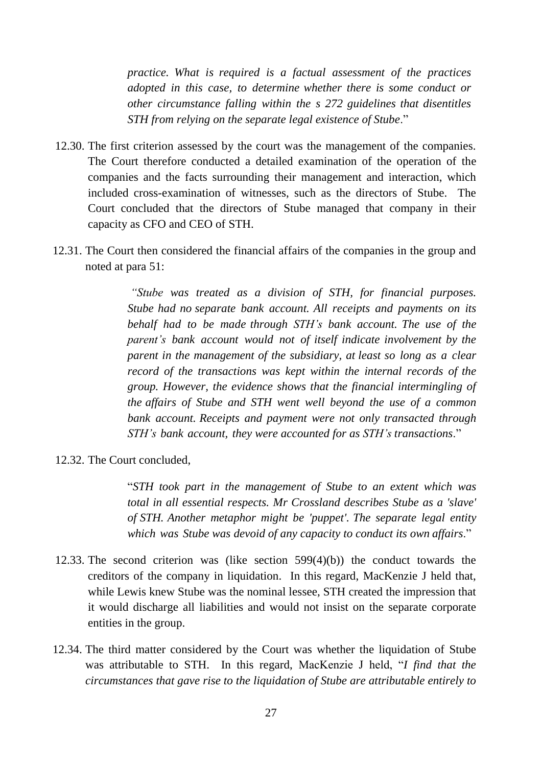*practice. What is required is a factual assessment of the practices adopted in this case, to determine whether there is some conduct or other circumstance falling within the s 272 guidelines that disentitles STH from relying on the separate legal existence of Stube*."

12.30. The first criterion assessed by the court was the management of the companies. The Court therefore conducted a detailed examination of the operation of the companies and the facts surrounding their management and interaction, which included cross-examination of witnesses, such as the directors of Stube. The Court concluded that the directors of Stube managed that company in their capacity as CFO and CEO of STH.

12.31. The Court then considered the financial affairs of the companies in the group and noted at para 51:

> *"Stube was treated as a division of STH, for financial purposes. Stube had no separate bank account. All receipts and payments on its behalf had to be made through STH's bank account. The use of the parent's bank account would not of itself indicate involvement by the parent in the management of the subsidiary, at least so long as a clear record of the transactions was kept within the internal records of the group. However, the evidence shows that the financial intermingling of the affairs of Stube and STH went well beyond the use of a common bank account. Receipts and payment were not only transacted through STH's bank account, they were accounted for as STH's transactions*."

12.32. The Court concluded,

> "*STH took part in the management of Stube to an extent which was total in all essential respects. Mr Crossland describes Stube as a 'slave' of STH. Another metaphor might be 'puppet'. The separate legal entity which was Stube was devoid of any capacity to conduct its own affairs*."

12.33. The second criterion was (like section 599(4)(b)) the conduct towards the creditors of the company in liquidation. In this regard, MacKenzie J held that, while Lewis knew Stube was the nominal lessee, STH created the impression that it would discharge all liabilities and would not insist on the separate corporate entities in the group.

12.34. The third matter considered by the Court was whether the liquidation of Stube was attributable to STH. In this regard, MacKenzie J held, "*I find that the circumstances that gave rise to the liquidation of Stube are attributable entirely to*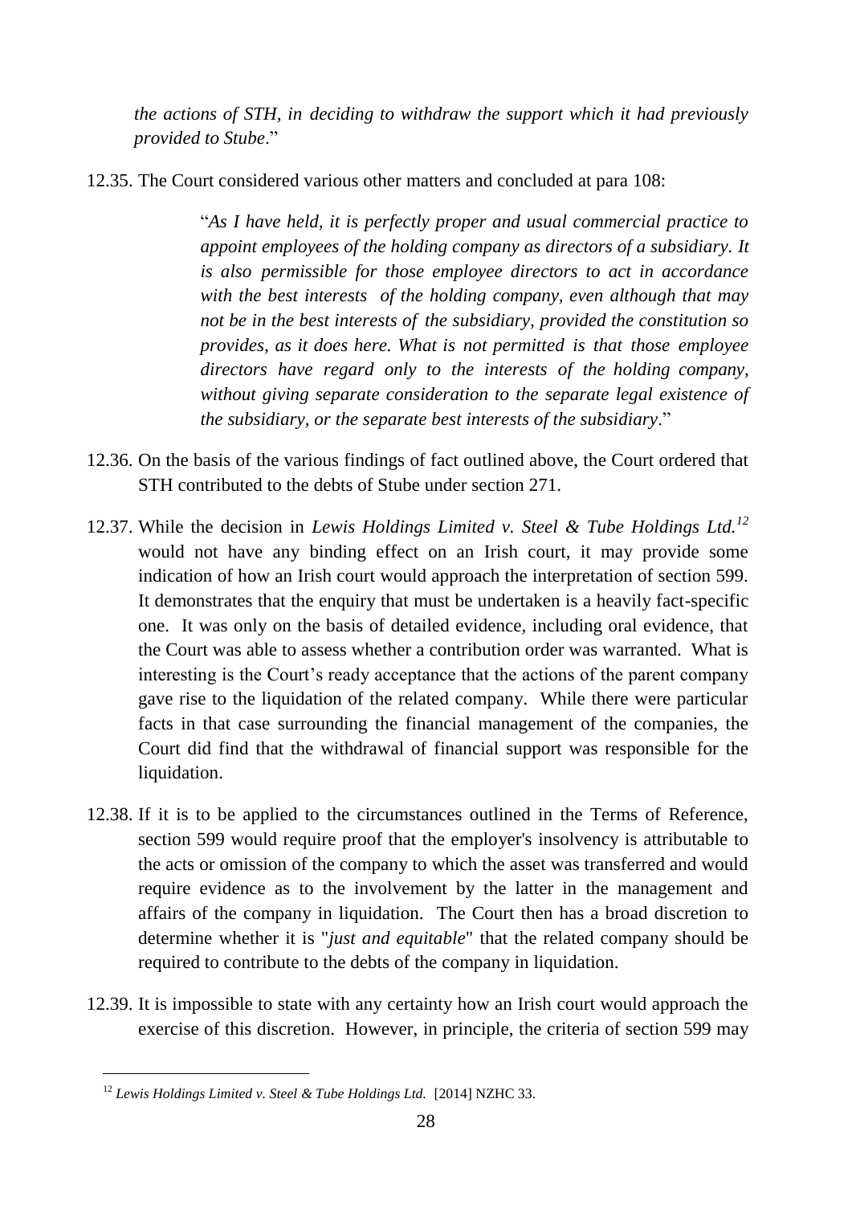*the actions of STH, in deciding to withdraw the support which it had previously provided to Stube*."

12.35. The Court considered various other matters and concluded at para 108:

> "*As I have held, it is perfectly proper and usual commercial practice to appoint employees of the holding company as directors of a subsidiary. It is also permissible for those employee directors to act in accordance with the best interests of the holding company, even although that may not be in the best interests of the subsidiary, provided the constitution so provides, as it does here. What is not permitted is that those employee directors have regard only to the interests of the holding company, without giving separate consideration to the separate legal existence of the subsidiary, or the separate best interests of the subsidiary*."

12.36. On the basis of the various findings of fact outlined above, the Court ordered that STH contributed to the debts of Stube under section 271.

12.37. While the decision in *Lewis Holdings Limited v. Steel & Tube Holdings Ltd.*[12] would not have any binding effect on an Irish court, it may provide some indication of how an Irish court would approach the interpretation of section 599. It demonstrates that the enquiry that must be undertaken is a heavily fact-specific one. It was only on the basis of detailed evidence, including oral evidence, that the Court was able to assess whether a contribution order was warranted. What is interesting is the Court's ready acceptance that the actions of the parent company gave rise to the liquidation of the related company. While there were particular facts in that case surrounding the financial management of the companies, the Court did find that the withdrawal of financial support was responsible for the liquidation.

12.38. If it is to be applied to the circumstances outlined in the Terms of Reference, section 599 would require proof that the employer's insolvency is attributable to the acts or omission of the company to which the asset was transferred and would require evidence as to the involvement by the latter in the management and affairs of the company in liquidation. The Court then has a broad discretion to determine whether it is "*just and equitable*" that the related company should be required to contribute to the debts of the company in liquidation.

12.39. It is impossible to state with any certainty how an Irish court would approach the exercise of this discretion. However, in principle, the criteria of section 599 may

---

[12] *Lewis Holdings Limited v. Steel & Tube Holdings Ltd.* [2014] NZHC 33.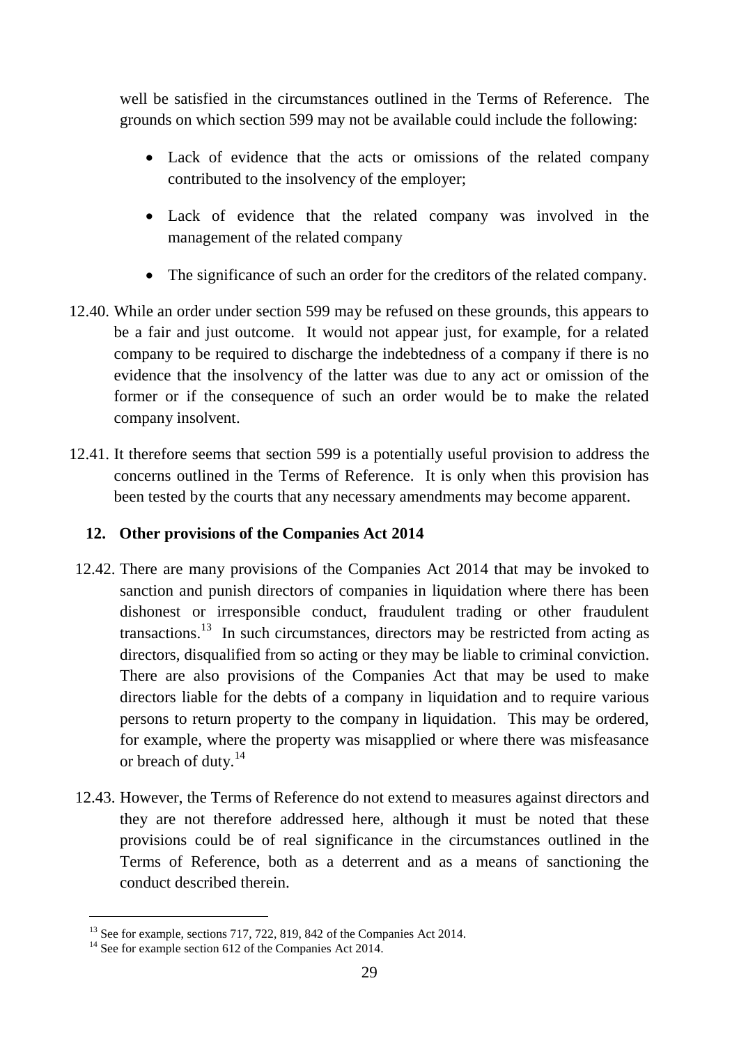well be satisfied in the circumstances outlined in the Terms of Reference. The grounds on which section 599 may not be available could include the following:

- Lack of evidence that the acts or omissions of the related company contributed to the insolvency of the employer;
- Lack of evidence that the related company was involved in the management of the related company
- The significance of such an order for the creditors of the related company.

12.40. While an order under section 599 may be refused on these grounds, this appears to be a fair and just outcome. It would not appear just, for example, for a related company to be required to discharge the indebtedness of a company if there is no evidence that the insolvency of the latter was due to any act or omission of the former or if the consequence of such an order would be to make the related company insolvent.

12.41. It therefore seems that section 599 is a potentially useful provision to address the concerns outlined in the Terms of Reference. It is only when this provision has been tested by the courts that any necessary amendments may become apparent.

## 12. Other provisions of the Companies Act 2014

12.42. There are many provisions of the Companies Act 2014 that may be invoked to sanction and punish directors of companies in liquidation where there has been dishonest or irresponsible conduct, fraudulent trading or other fraudulent transactions.[13] In such circumstances, directors may be restricted from acting as directors, disqualified from so acting or they may be liable to criminal conviction. There are also provisions of the Companies Act that may be used to make directors liable for the debts of a company in liquidation and to require various persons to return property to the company in liquidation. This may be ordered, for example, where the property was misapplied or where there was misfeasance or breach of duty.[14]

12.43. However, the Terms of Reference do not extend to measures against directors and they are not therefore addressed here, although it must be noted that these provisions could be of real significance in the circumstances outlined in the Terms of Reference, both as a deterrent and as a means of sanctioning the conduct described therein.

[13] See for example, sections 717, 722, 819, 842 of the Companies Act 2014.

[14] See for example section 612 of the Companies Act 2014.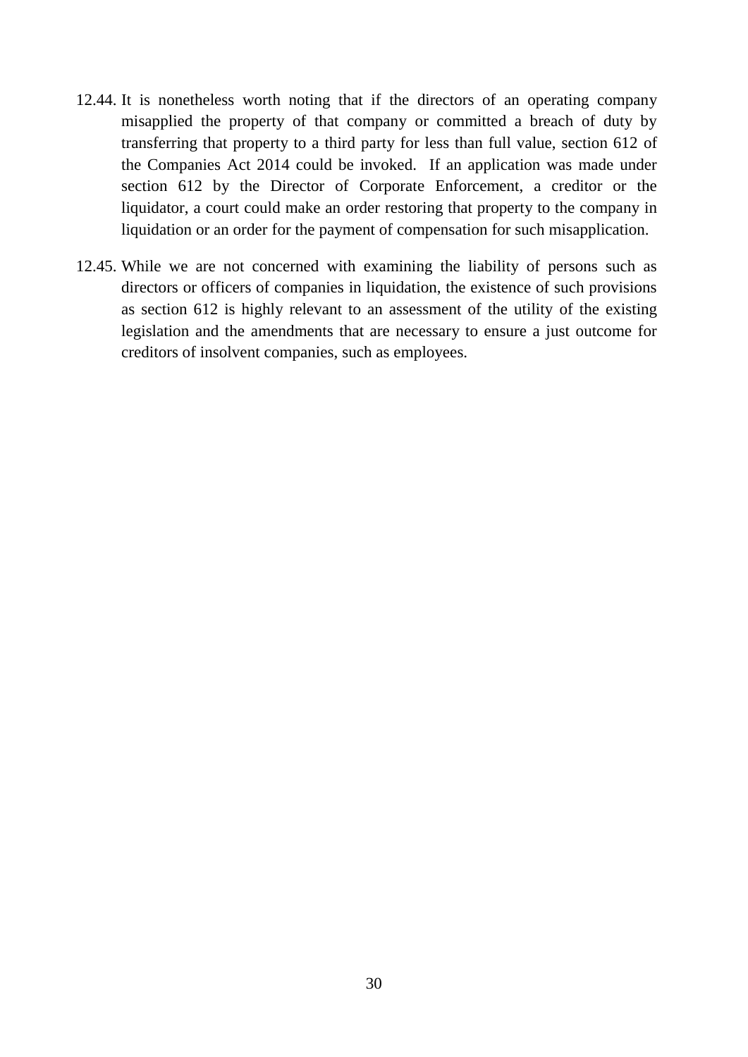12.44. It is nonetheless worth noting that if the directors of an operating company misapplied the property of that company or committed a breach of duty by transferring that property to a third party for less than full value, section 612 of the Companies Act 2014 could be invoked. If an application was made under section 612 by the Director of Corporate Enforcement, a creditor or the liquidator, a court could make an order restoring that property to the company in liquidation or an order for the payment of compensation for such misapplication.

12.45. While we are not concerned with examining the liability of persons such as directors or officers of companies in liquidation, the existence of such provisions as section 612 is highly relevant to an assessment of the utility of the existing legislation and the amendments that are necessary to ensure a just outcome for creditors of insolvent companies, such as employees.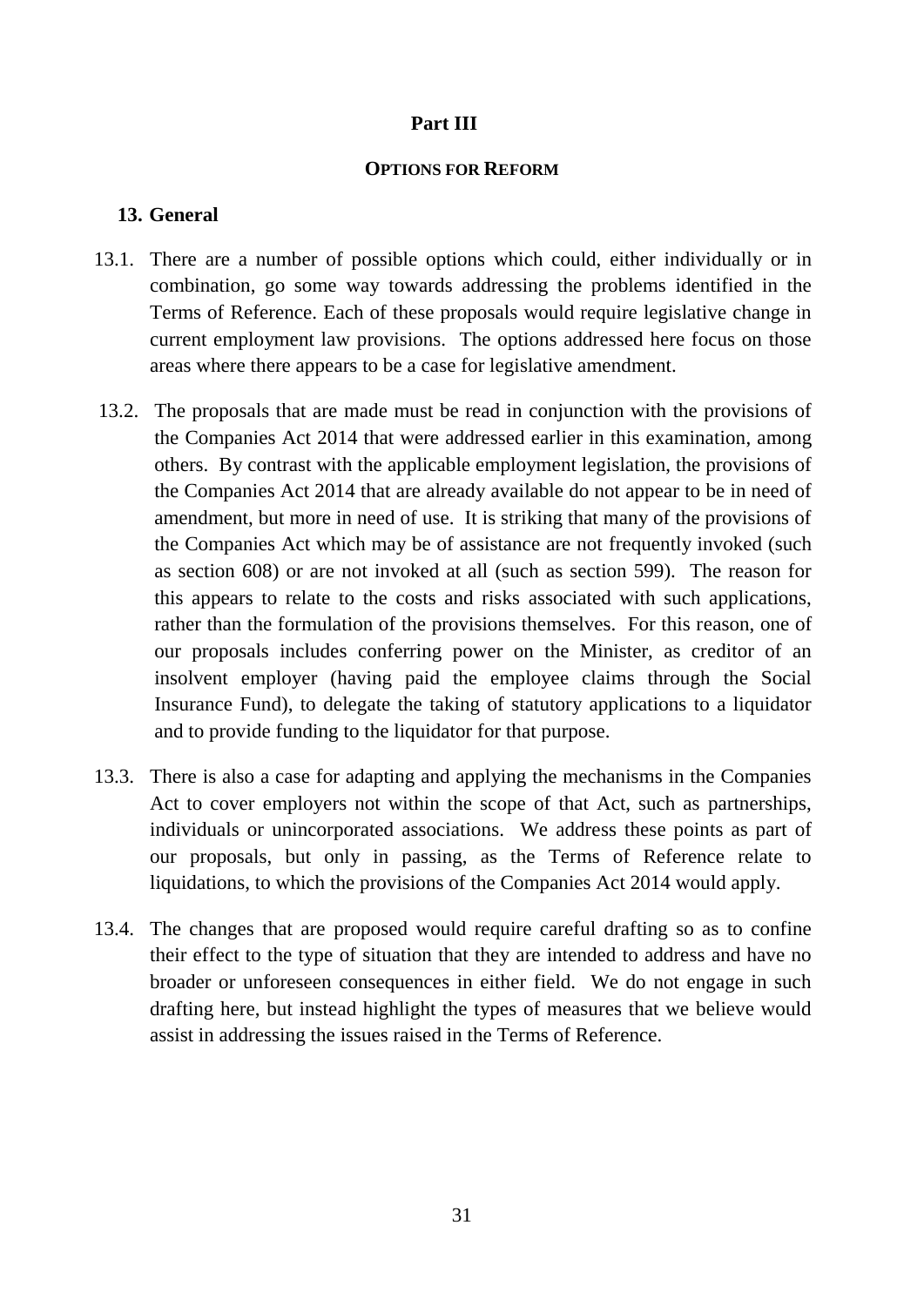# Part III

## OPTIONS FOR REFORM

### 13. General

13.1. There are a number of possible options which could, either individually or in combination, go some way towards addressing the problems identified in the Terms of Reference. Each of these proposals would require legislative change in current employment law provisions. The options addressed here focus on those areas where there appears to be a case for legislative amendment.

13.2. The proposals that are made must be read in conjunction with the provisions of the Companies Act 2014 that were addressed earlier in this examination, among others. By contrast with the applicable employment legislation, the provisions of the Companies Act 2014 that are already available do not appear to be in need of amendment, but more in need of use. It is striking that many of the provisions of the Companies Act which may be of assistance are not frequently invoked (such as section 608) or are not invoked at all (such as section 599). The reason for this appears to relate to the costs and risks associated with such applications, rather than the formulation of the provisions themselves. For this reason, one of our proposals includes conferring power on the Minister, as creditor of an insolvent employer (having paid the employee claims through the Social Insurance Fund), to delegate the taking of statutory applications to a liquidator and to provide funding to the liquidator for that purpose.

13.3. There is also a case for adapting and applying the mechanisms in the Companies Act to cover employers not within the scope of that Act, such as partnerships, individuals or unincorporated associations. We address these points as part of our proposals, but only in passing, as the Terms of Reference relate to liquidations, to which the provisions of the Companies Act 2014 would apply.

13.4. The changes that are proposed would require careful drafting so as to confine their effect to the type of situation that they are intended to address and have no broader or unforeseen consequences in either field. We do not engage in such drafting here, but instead highlight the types of measures that we believe would assist in addressing the issues raised in the Terms of Reference.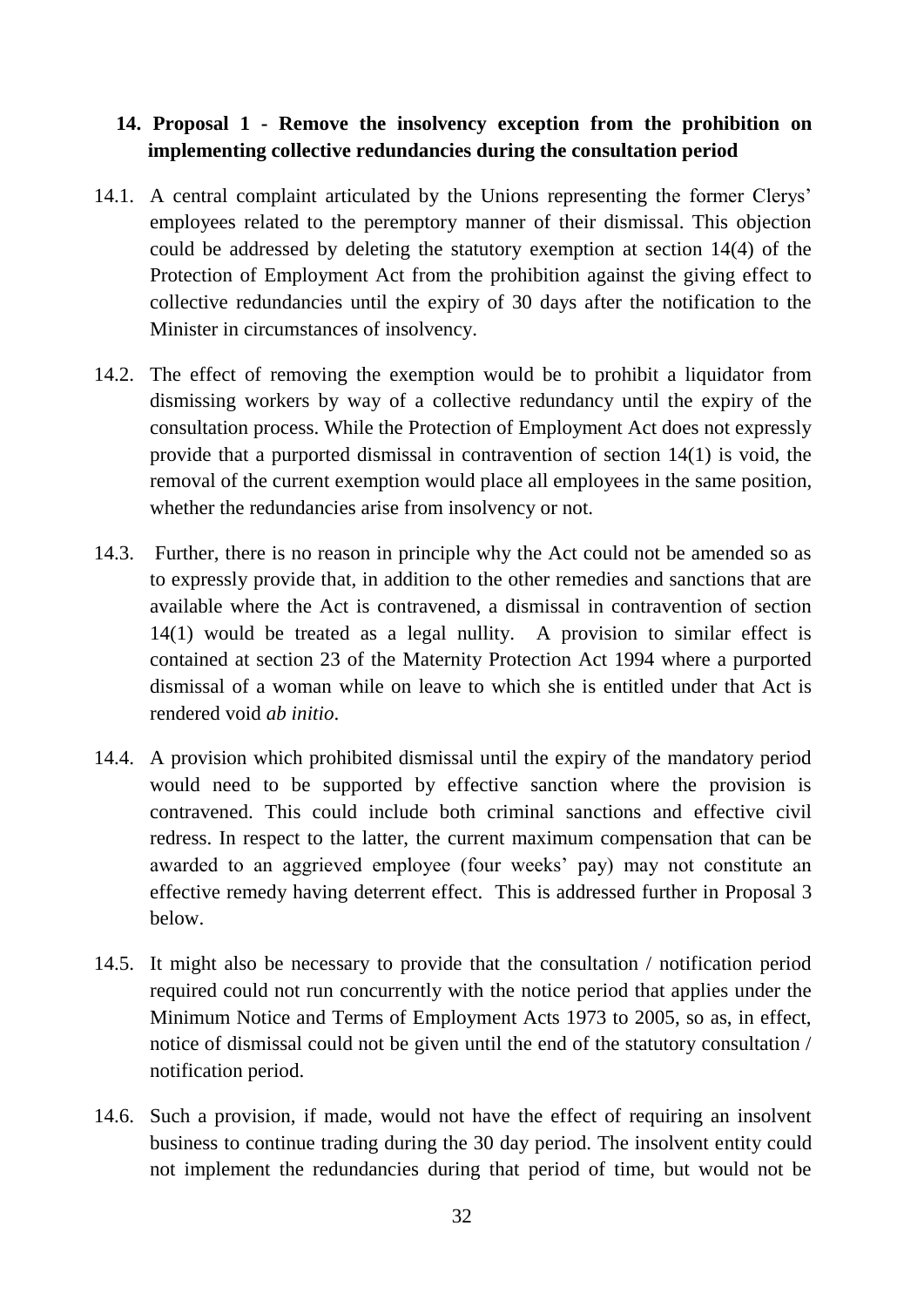## 14. Proposal 1 - Remove the insolvency exception from the prohibition on implementing collective redundancies during the consultation period

14.1. A central complaint articulated by the Unions representing the former Clerys' employees related to the peremptory manner of their dismissal. This objection could be addressed by deleting the statutory exemption at section 14(4) of the Protection of Employment Act from the prohibition against the giving effect to collective redundancies until the expiry of 30 days after the notification to the Minister in circumstances of insolvency.

14.2. The effect of removing the exemption would be to prohibit a liquidator from dismissing workers by way of a collective redundancy until the expiry of the consultation process. While the Protection of Employment Act does not expressly provide that a purported dismissal in contravention of section 14(1) is void, the removal of the current exemption would place all employees in the same position, whether the redundancies arise from insolvency or not.

14.3. Further, there is no reason in principle why the Act could not be amended so as to expressly provide that, in addition to the other remedies and sanctions that are available where the Act is contravened, a dismissal in contravention of section 14(1) would be treated as a legal nullity. A provision to similar effect is contained at section 23 of the Maternity Protection Act 1994 where a purported dismissal of a woman while on leave to which she is entitled under that Act is rendered void *ab initio*.

14.4. A provision which prohibited dismissal until the expiry of the mandatory period would need to be supported by effective sanction where the provision is contravened. This could include both criminal sanctions and effective civil redress. In respect to the latter, the current maximum compensation that can be awarded to an aggrieved employee (four weeks' pay) may not constitute an effective remedy having deterrent effect. This is addressed further in Proposal 3 below.

14.5. It might also be necessary to provide that the consultation / notification period required could not run concurrently with the notice period that applies under the Minimum Notice and Terms of Employment Acts 1973 to 2005, so as, in effect, notice of dismissal could not be given until the end of the statutory consultation / notification period.

14.6. Such a provision, if made, would not have the effect of requiring an insolvent business to continue trading during the 30 day period. The insolvent entity could not implement the redundancies during that period of time, but would not be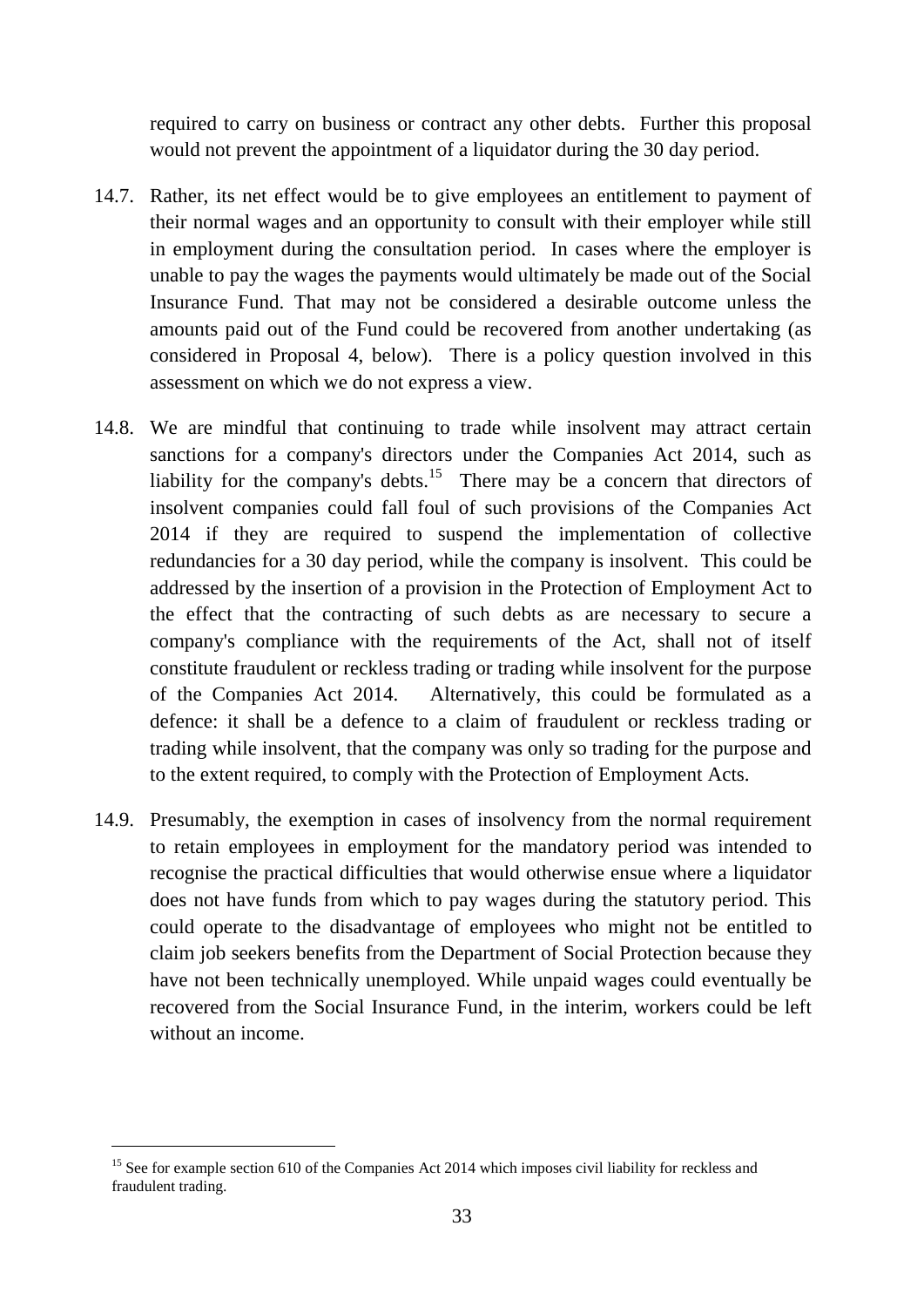required to carry on business or contract any other debts. Further this proposal would not prevent the appointment of a liquidator during the 30 day period.

14.7. Rather, its net effect would be to give employees an entitlement to payment of their normal wages and an opportunity to consult with their employer while still in employment during the consultation period. In cases where the employer is unable to pay the wages the payments would ultimately be made out of the Social Insurance Fund. That may not be considered a desirable outcome unless the amounts paid out of the Fund could be recovered from another undertaking (as considered in Proposal 4, below). There is a policy question involved in this assessment on which we do not express a view.

14.8. We are mindful that continuing to trade while insolvent may attract certain sanctions for a company's directors under the Companies Act 2014, such as liability for the company's debts.[15] There may be a concern that directors of insolvent companies could fall foul of such provisions of the Companies Act 2014 if they are required to suspend the implementation of collective redundancies for a 30 day period, while the company is insolvent. This could be addressed by the insertion of a provision in the Protection of Employment Act to the effect that the contracting of such debts as are necessary to secure a company's compliance with the requirements of the Act, shall not of itself constitute fraudulent or reckless trading or trading while insolvent for the purpose of the Companies Act 2014. Alternatively, this could be formulated as a defence: it shall be a defence to a claim of fraudulent or reckless trading or trading while insolvent, that the company was only so trading for the purpose and to the extent required, to comply with the Protection of Employment Acts.

14.9. Presumably, the exemption in cases of insolvency from the normal requirement to retain employees in employment for the mandatory period was intended to recognise the practical difficulties that would otherwise ensue where a liquidator does not have funds from which to pay wages during the statutory period. This could operate to the disadvantage of employees who might not be entitled to claim job seekers benefits from the Department of Social Protection because they have not been technically unemployed. While unpaid wages could eventually be recovered from the Social Insurance Fund, in the interim, workers could be left without an income.

---

[15] See for example section 610 of the Companies Act 2014 which imposes civil liability for reckless and fraudulent trading.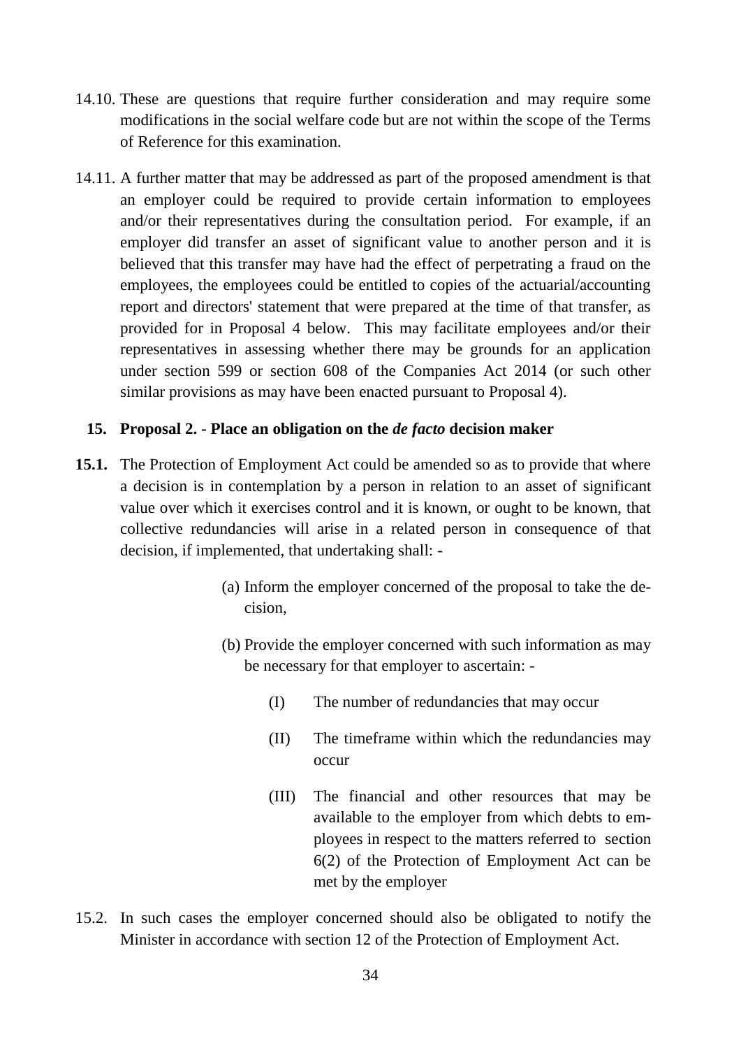14.10. These are questions that require further consideration and may require some modifications in the social welfare code but are not within the scope of the Terms of Reference for this examination.

14.11. A further matter that may be addressed as part of the proposed amendment is that an employer could be required to provide certain information to employees and/or their representatives during the consultation period. For example, if an employer did transfer an asset of significant value to another person and it is believed that this transfer may have had the effect of perpetrating a fraud on the employees, the employees could be entitled to copies of the actuarial/accounting report and directors' statement that were prepared at the time of that transfer, as provided for in Proposal 4 below. This may facilitate employees and/or their representatives in assessing whether there may be grounds for an application under section 599 or section 608 of the Companies Act 2014 (or such other similar provisions as may have been enacted pursuant to Proposal 4).

## 15. Proposal 2. - Place an obligation on the *de facto* decision maker

**15.1.** The Protection of Employment Act could be amended so as to provide that where a decision is in contemplation by a person in relation to an asset of significant value over which it exercises control and it is known, or ought to be known, that collective redundancies will arise in a related person in consequence of that decision, if implemented, that undertaking shall: -

(a) Inform the employer concerned of the proposal to take the decision,

(b) Provide the employer concerned with such information as may be necessary for that employer to ascertain: -

(I) The number of redundancies that may occur

(II) The timeframe within which the redundancies may occur

(III) The financial and other resources that may be available to the employer from which debts to employees in respect to the matters referred to section 6(2) of the Protection of Employment Act can be met by the employer

15.2. In such cases the employer concerned should also be obligated to notify the Minister in accordance with section 12 of the Protection of Employment Act.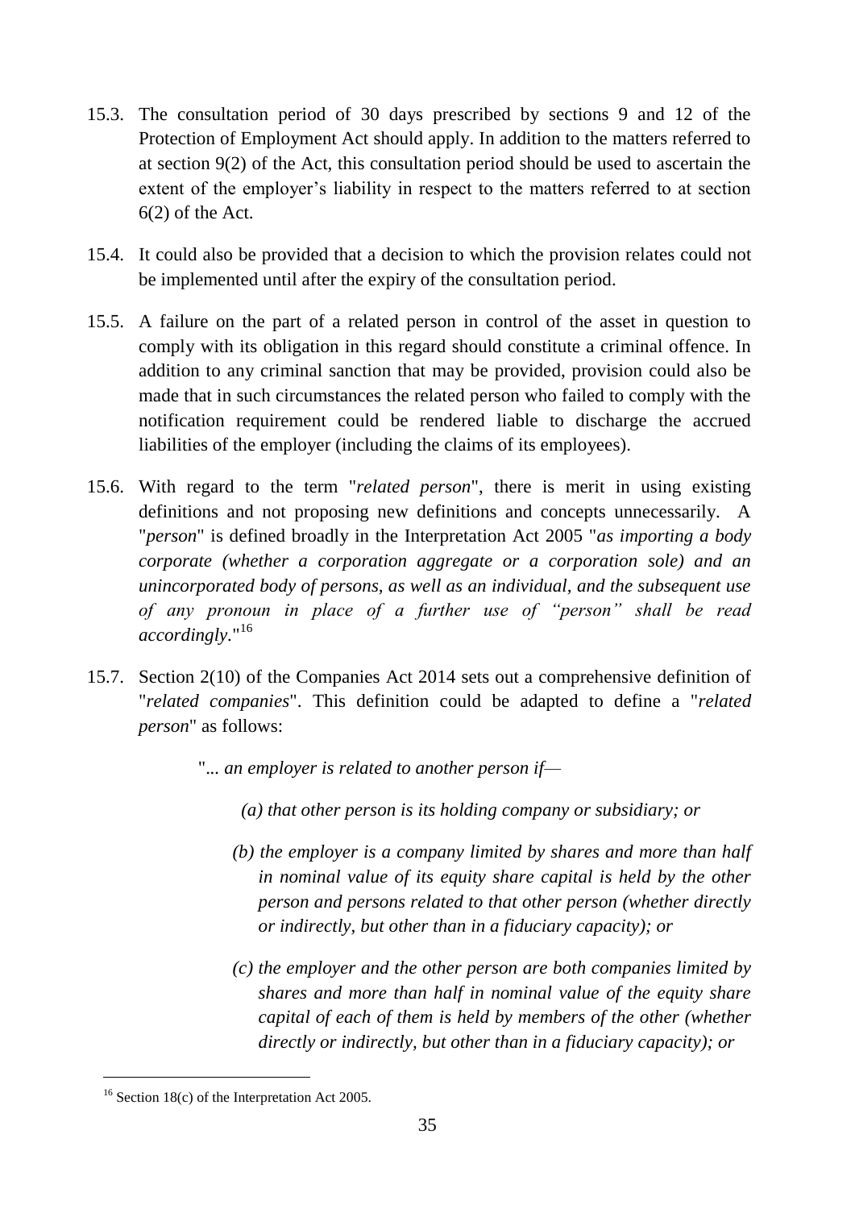15.3. The consultation period of 30 days prescribed by sections 9 and 12 of the Protection of Employment Act should apply. In addition to the matters referred to at section 9(2) of the Act, this consultation period should be used to ascertain the extent of the employer's liability in respect to the matters referred to at section 6(2) of the Act.

15.4. It could also be provided that a decision to which the provision relates could not be implemented until after the expiry of the consultation period.

15.5. A failure on the part of a related person in control of the asset in question to comply with its obligation in this regard should constitute a criminal offence. In addition to any criminal sanction that may be provided, provision could also be made that in such circumstances the related person who failed to comply with the notification requirement could be rendered liable to discharge the accrued liabilities of the employer (including the claims of its employees).

15.6. With regard to the term "*related person*", there is merit in using existing definitions and not proposing new definitions and concepts unnecessarily. A "*person*" is defined broadly in the Interpretation Act 2005 "*as importing a body corporate (whether a corporation aggregate or a corporation sole) and an unincorporated body of persons, as well as an individual, and the subsequent use of any pronoun in place of a further use of "person" shall be read accordingly.*"[16]

15.7. Section 2(10) of the Companies Act 2014 sets out a comprehensive definition of "*related companies*". This definition could be adapted to define a "*related person*" as follows:

> "*... an employer is related to another person if—*
>
> *(a) that other person is its holding company or subsidiary; or*
>
> *(b) the employer is a company limited by shares and more than half in nominal value of its equity share capital is held by the other person and persons related to that other person (whether directly or indirectly, but other than in a fiduciary capacity); or*
>
> *(c) the employer and the other person are both companies limited by shares and more than half in nominal value of the equity share capital of each of them is held by members of the other (whether directly or indirectly, but other than in a fiduciary capacity); or*

---

[16] Section 18(c) of the Interpretation Act 2005.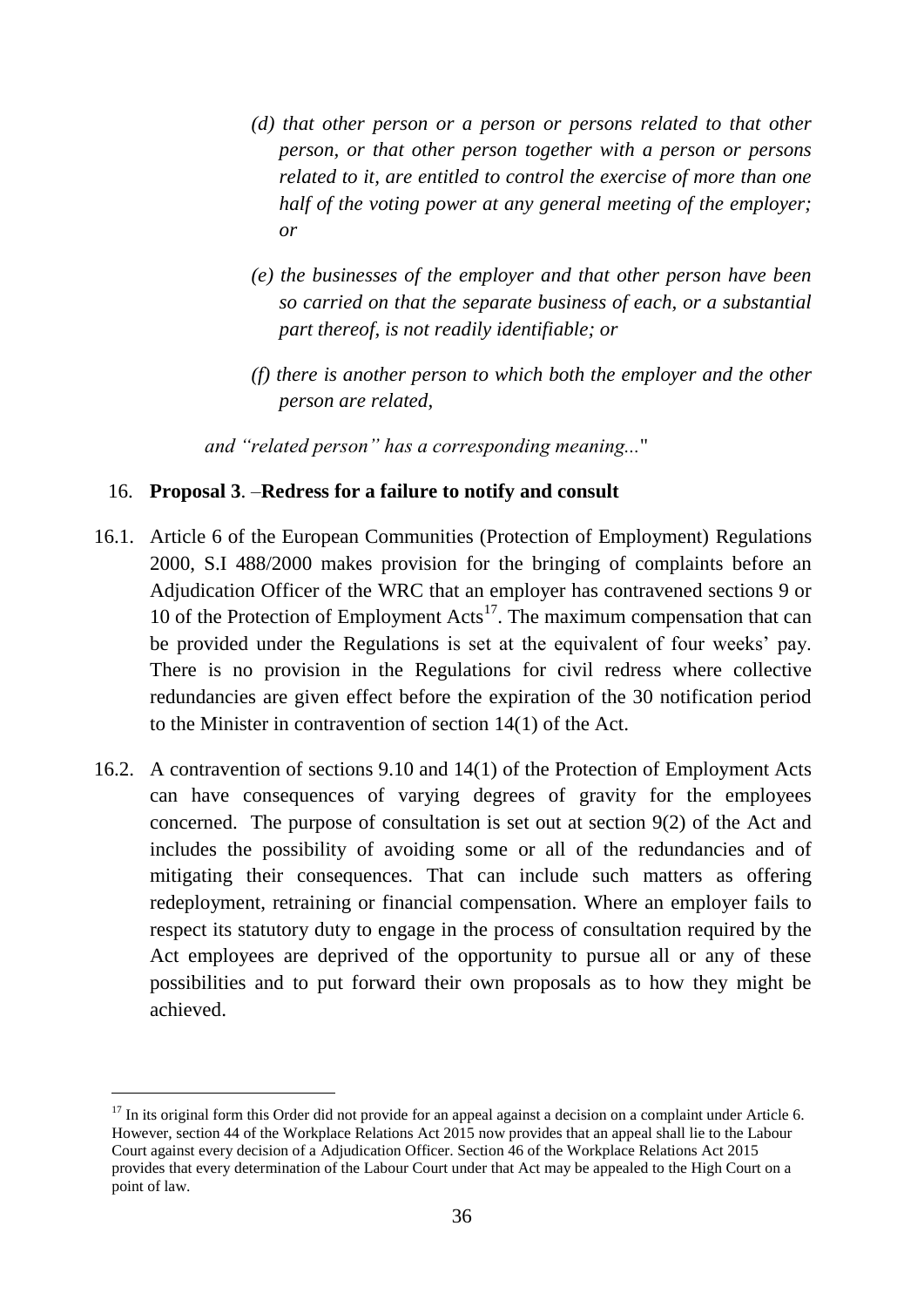> *(d) that other person or a person or persons related to that other person, or that other person together with a person or persons related to it, are entitled to control the exercise of more than one half of the voting power at any general meeting of the employer; or*
>
> *(e) the businesses of the employer and that other person have been so carried on that the separate business of each, or a substantial part thereof, is not readily identifiable; or*
>
> *(f) there is another person to which both the employer and the other person are related,*
>
> *and "related person" has a corresponding meaning...*"

16. **Proposal 3**. –**Redress for a failure to notify and consult**

16.1. Article 6 of the European Communities (Protection of Employment) Regulations 2000, S.I 488/2000 makes provision for the bringing of complaints before an Adjudication Officer of the WRC that an employer has contravened sections 9 or 10 of the Protection of Employment Acts[17]. The maximum compensation that can be provided under the Regulations is set at the equivalent of four weeks' pay. There is no provision in the Regulations for civil redress where collective redundancies are given effect before the expiration of the 30 notification period to the Minister in contravention of section 14(1) of the Act.

16.2. A contravention of sections 9.10 and 14(1) of the Protection of Employment Acts can have consequences of varying degrees of gravity for the employees concerned. The purpose of consultation is set out at section 9(2) of the Act and includes the possibility of avoiding some or all of the redundancies and of mitigating their consequences. That can include such matters as offering redeployment, retraining or financial compensation. Where an employer fails to respect its statutory duty to engage in the process of consultation required by the Act employees are deprived of the opportunity to pursue all or any of these possibilities and to put forward their own proposals as to how they might be achieved.

[17] In its original form this Order did not provide for an appeal against a decision on a complaint under Article 6. However, section 44 of the Workplace Relations Act 2015 now provides that an appeal shall lie to the Labour Court against every decision of a Adjudication Officer. Section 46 of the Workplace Relations Act 2015 provides that every determination of the Labour Court under that Act may be appealed to the High Court on a point of law.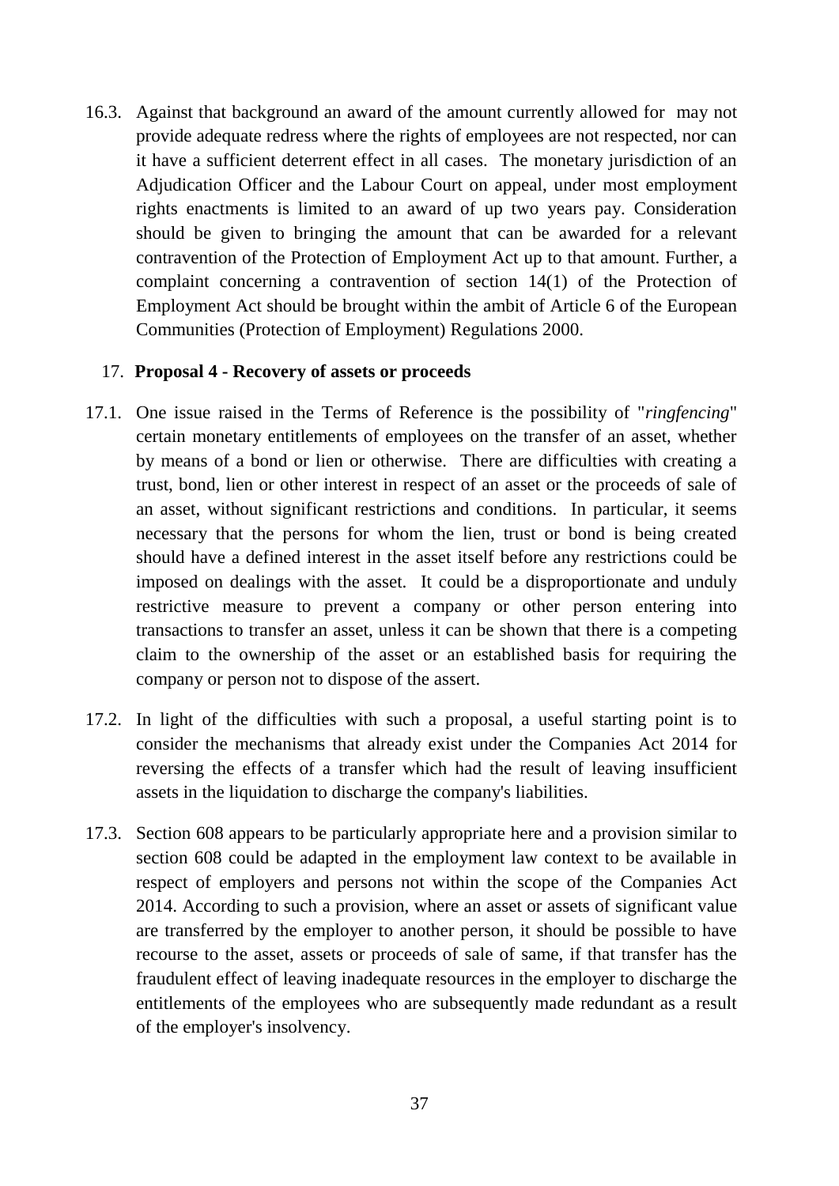16.3. Against that background an award of the amount currently allowed for may not provide adequate redress where the rights of employees are not respected, nor can it have a sufficient deterrent effect in all cases. The monetary jurisdiction of an Adjudication Officer and the Labour Court on appeal, under most employment rights enactments is limited to an award of up two years pay. Consideration should be given to bringing the amount that can be awarded for a relevant contravention of the Protection of Employment Act up to that amount. Further, a complaint concerning a contravention of section 14(1) of the Protection of Employment Act should be brought within the ambit of Article 6 of the European Communities (Protection of Employment) Regulations 2000.

## 17. Proposal 4 - Recovery of assets or proceeds

17.1. One issue raised in the Terms of Reference is the possibility of "*ringfencing*" certain monetary entitlements of employees on the transfer of an asset, whether by means of a bond or lien or otherwise. There are difficulties with creating a trust, bond, lien or other interest in respect of an asset or the proceeds of sale of an asset, without significant restrictions and conditions. In particular, it seems necessary that the persons for whom the lien, trust or bond is being created should have a defined interest in the asset itself before any restrictions could be imposed on dealings with the asset. It could be a disproportionate and unduly restrictive measure to prevent a company or other person entering into transactions to transfer an asset, unless it can be shown that there is a competing claim to the ownership of the asset or an established basis for requiring the company or person not to dispose of the assert.

17.2. In light of the difficulties with such a proposal, a useful starting point is to consider the mechanisms that already exist under the Companies Act 2014 for reversing the effects of a transfer which had the result of leaving insufficient assets in the liquidation to discharge the company's liabilities.

17.3. Section 608 appears to be particularly appropriate here and a provision similar to section 608 could be adapted in the employment law context to be available in respect of employers and persons not within the scope of the Companies Act 2014. According to such a provision, where an asset or assets of significant value are transferred by the employer to another person, it should be possible to have recourse to the asset, assets or proceeds of sale of same, if that transfer has the fraudulent effect of leaving inadequate resources in the employer to discharge the entitlements of the employees who are subsequently made redundant as a result of the employer's insolvency.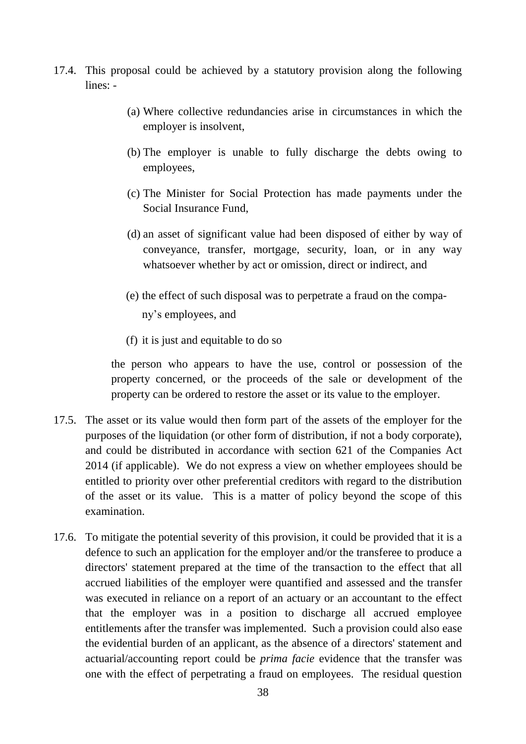17.4. This proposal could be achieved by a statutory provision along the following lines: -

(a) Where collective redundancies arise in circumstances in which the employer is insolvent,

(b) The employer is unable to fully discharge the debts owing to employees,

(c) The Minister for Social Protection has made payments under the Social Insurance Fund,

(d) an asset of significant value had been disposed of either by way of conveyance, transfer, mortgage, security, loan, or in any way whatsoever whether by act or omission, direct or indirect, and

(e) the effect of such disposal was to perpetrate a fraud on the company's employees, and

(f) it is just and equitable to do so

the person who appears to have the use, control or possession of the property concerned, or the proceeds of the sale or development of the property can be ordered to restore the asset or its value to the employer.

17.5. The asset or its value would then form part of the assets of the employer for the purposes of the liquidation (or other form of distribution, if not a body corporate), and could be distributed in accordance with section 621 of the Companies Act 2014 (if applicable). We do not express a view on whether employees should be entitled to priority over other preferential creditors with regard to the distribution of the asset or its value. This is a matter of policy beyond the scope of this examination.

17.6. To mitigate the potential severity of this provision, it could be provided that it is a defence to such an application for the employer and/or the transferee to produce a directors' statement prepared at the time of the transaction to the effect that all accrued liabilities of the employer were quantified and assessed and the transfer was executed in reliance on a report of an actuary or an accountant to the effect that the employer was in a position to discharge all accrued employee entitlements after the transfer was implemented. Such a provision could also ease the evidential burden of an applicant, as the absence of a directors' statement and actuarial/accounting report could be *prima facie* evidence that the transfer was one with the effect of perpetrating a fraud on employees. The residual question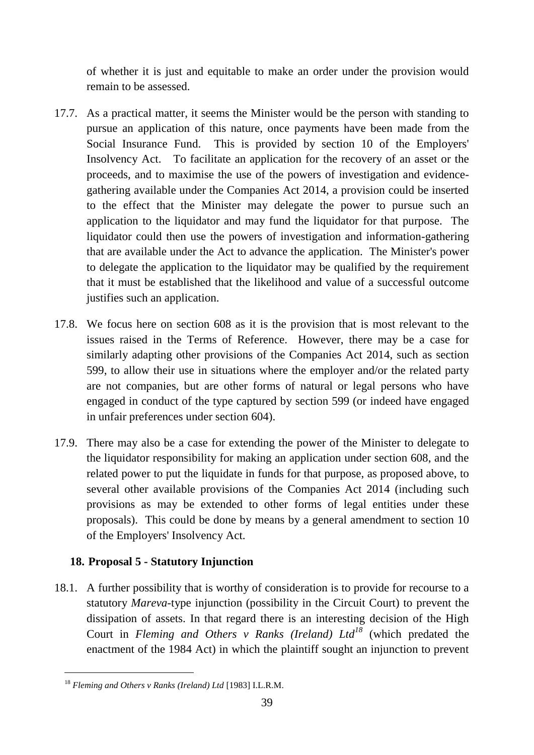of whether it is just and equitable to make an order under the provision would remain to be assessed.

17.7. As a practical matter, it seems the Minister would be the person with standing to pursue an application of this nature, once payments have been made from the Social Insurance Fund. This is provided by section 10 of the Employers' Insolvency Act. To facilitate an application for the recovery of an asset or the proceeds, and to maximise the use of the powers of investigation and evidence-gathering available under the Companies Act 2014, a provision could be inserted to the effect that the Minister may delegate the power to pursue such an application to the liquidator and may fund the liquidator for that purpose. The liquidator could then use the powers of investigation and information-gathering that are available under the Act to advance the application. The Minister's power to delegate the application to the liquidator may be qualified by the requirement that it must be established that the likelihood and value of a successful outcome justifies such an application.

17.8. We focus here on section 608 as it is the provision that is most relevant to the issues raised in the Terms of Reference. However, there may be a case for similarly adapting other provisions of the Companies Act 2014, such as section 599, to allow their use in situations where the employer and/or the related party are not companies, but are other forms of natural or legal persons who have engaged in conduct of the type captured by section 599 (or indeed have engaged in unfair preferences under section 604).

17.9. There may also be a case for extending the power of the Minister to delegate to the liquidator responsibility for making an application under section 608, and the related power to put the liquidate in funds for that purpose, as proposed above, to several other available provisions of the Companies Act 2014 (including such provisions as may be extended to other forms of legal entities under these proposals). This could be done by means by a general amendment to section 10 of the Employers' Insolvency Act.

## 18. Proposal 5 - Statutory Injunction

18.1. A further possibility that is worthy of consideration is to provide for recourse to a statutory *Mareva*-type injunction (possibility in the Circuit Court) to prevent the dissipation of assets. In that regard there is an interesting decision of the High Court in *Fleming and Others v Ranks (Ireland) Ltd*[18] (which predated the enactment of the 1984 Act) in which the plaintiff sought an injunction to prevent

[18] *Fleming and Others v Ranks (Ireland) Ltd* [1983] I.L.R.M.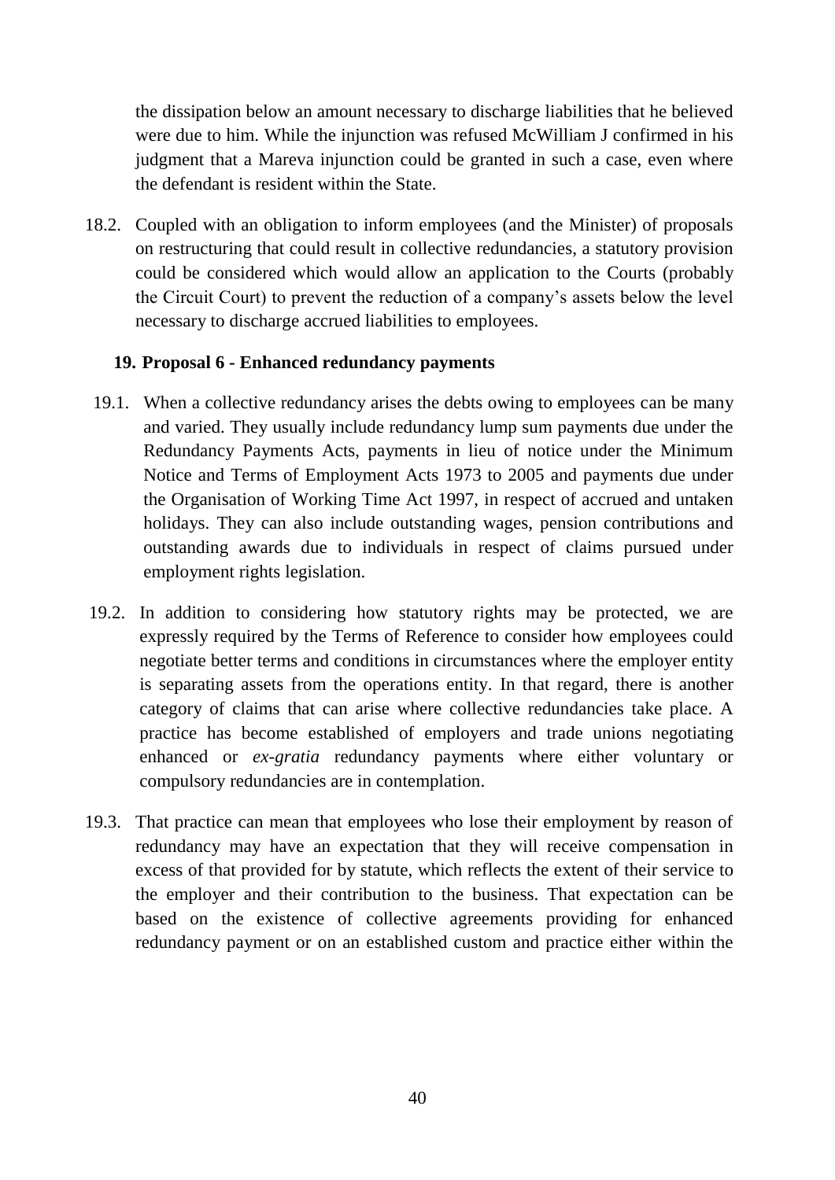the dissipation below an amount necessary to discharge liabilities that he believed were due to him. While the injunction was refused McWilliam J confirmed in his judgment that a Mareva injunction could be granted in such a case, even where the defendant is resident within the State.

18.2. Coupled with an obligation to inform employees (and the Minister) of proposals on restructuring that could result in collective redundancies, a statutory provision could be considered which would allow an application to the Courts (probably the Circuit Court) to prevent the reduction of a company's assets below the level necessary to discharge accrued liabilities to employees.

## 19. Proposal 6 - Enhanced redundancy payments

19.1. When a collective redundancy arises the debts owing to employees can be many and varied. They usually include redundancy lump sum payments due under the Redundancy Payments Acts, payments in lieu of notice under the Minimum Notice and Terms of Employment Acts 1973 to 2005 and payments due under the Organisation of Working Time Act 1997, in respect of accrued and untaken holidays. They can also include outstanding wages, pension contributions and outstanding awards due to individuals in respect of claims pursued under employment rights legislation.

19.2. In addition to considering how statutory rights may be protected, we are expressly required by the Terms of Reference to consider how employees could negotiate better terms and conditions in circumstances where the employer entity is separating assets from the operations entity. In that regard, there is another category of claims that can arise where collective redundancies take place. A practice has become established of employers and trade unions negotiating enhanced or *ex-gratia* redundancy payments where either voluntary or compulsory redundancies are in contemplation.

19.3. That practice can mean that employees who lose their employment by reason of redundancy may have an expectation that they will receive compensation in excess of that provided for by statute, which reflects the extent of their service to the employer and their contribution to the business. That expectation can be based on the existence of collective agreements providing for enhanced redundancy payment or on an established custom and practice either within the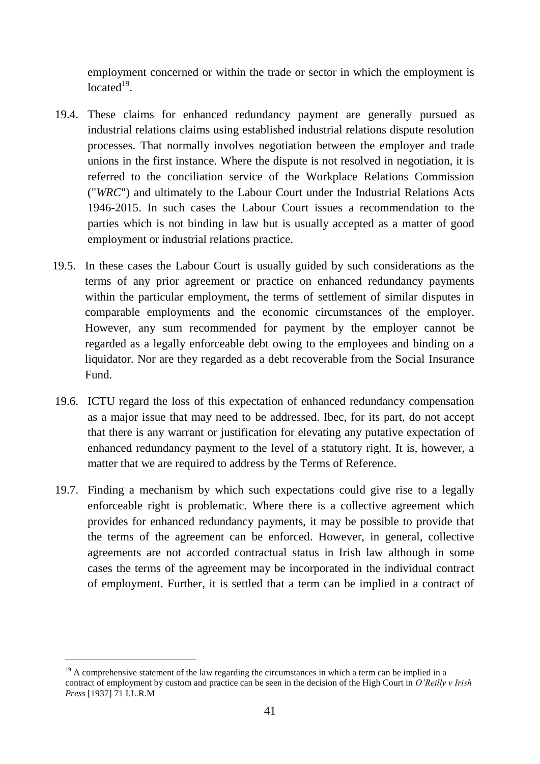employment concerned or within the trade or sector in which the employment is located[19].

19.4. These claims for enhanced redundancy payment are generally pursued as industrial relations claims using established industrial relations dispute resolution processes. That normally involves negotiation between the employer and trade unions in the first instance. Where the dispute is not resolved in negotiation, it is referred to the conciliation service of the Workplace Relations Commission ("*WRC*") and ultimately to the Labour Court under the Industrial Relations Acts 1946-2015. In such cases the Labour Court issues a recommendation to the parties which is not binding in law but is usually accepted as a matter of good employment or industrial relations practice.

19.5. In these cases the Labour Court is usually guided by such considerations as the terms of any prior agreement or practice on enhanced redundancy payments within the particular employment, the terms of settlement of similar disputes in comparable employments and the economic circumstances of the employer. However, any sum recommended for payment by the employer cannot be regarded as a legally enforceable debt owing to the employees and binding on a liquidator. Nor are they regarded as a debt recoverable from the Social Insurance Fund.

19.6. ICTU regard the loss of this expectation of enhanced redundancy compensation as a major issue that may need to be addressed. Ibec, for its part, do not accept that there is any warrant or justification for elevating any putative expectation of enhanced redundancy payment to the level of a statutory right. It is, however, a matter that we are required to address by the Terms of Reference.

19.7. Finding a mechanism by which such expectations could give rise to a legally enforceable right is problematic. Where there is a collective agreement which provides for enhanced redundancy payments, it may be possible to provide that the terms of the agreement can be enforced. However, in general, collective agreements are not accorded contractual status in Irish law although in some cases the terms of the agreement may be incorporated in the individual contract of employment. Further, it is settled that a term can be implied in a contract of

---

[19] A comprehensive statement of the law regarding the circumstances in which a term can be implied in a contract of employment by custom and practice can be seen in the decision of the High Court in *O'Reilly v Irish Press* [1937] 71 I.L.R.M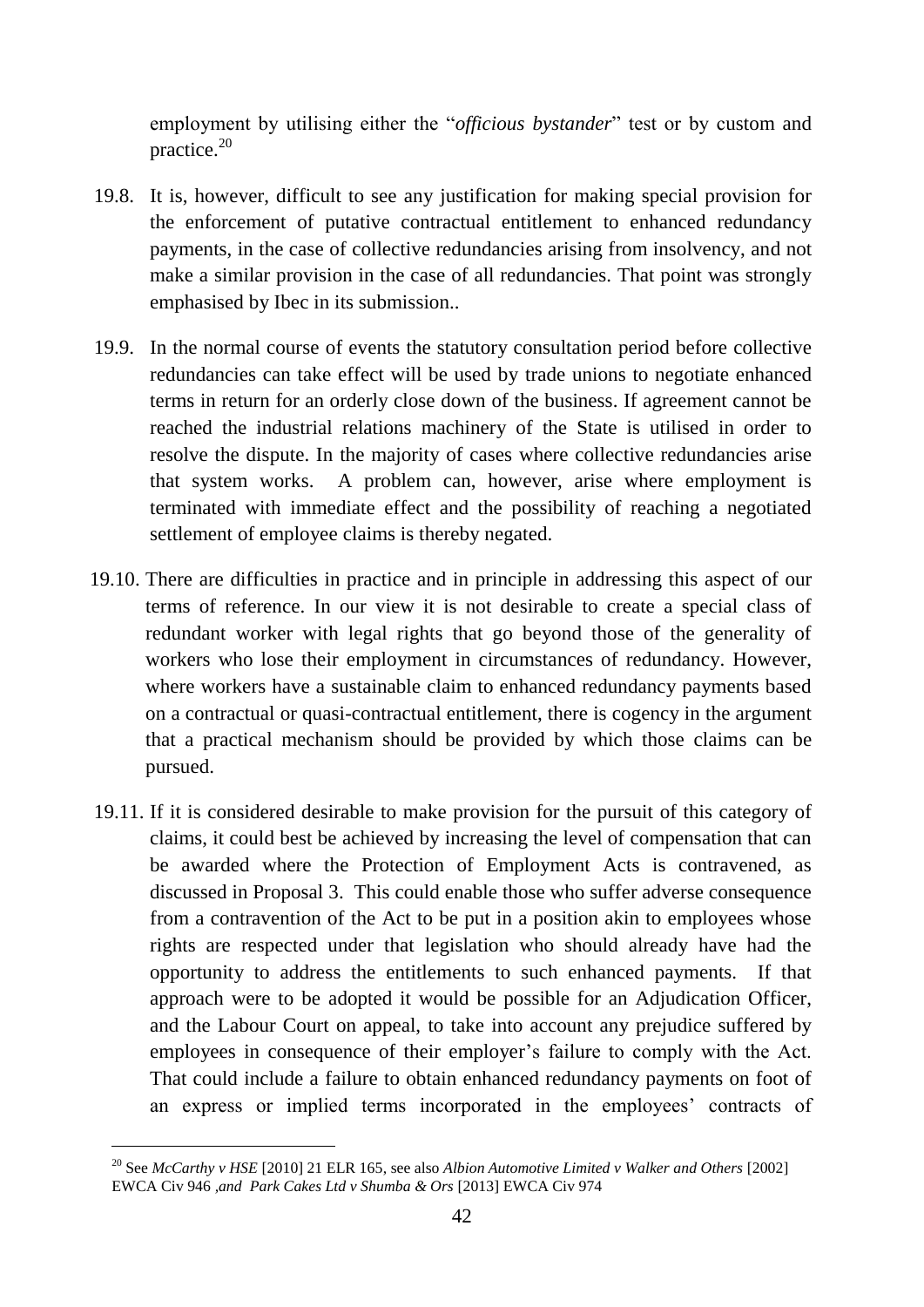employment by utilising either the "*officious bystander*" test or by custom and practice.[20]

19.8. It is, however, difficult to see any justification for making special provision for the enforcement of putative contractual entitlement to enhanced redundancy payments, in the case of collective redundancies arising from insolvency, and not make a similar provision in the case of all redundancies. That point was strongly emphasised by Ibec in its submission..

19.9. In the normal course of events the statutory consultation period before collective redundancies can take effect will be used by trade unions to negotiate enhanced terms in return for an orderly close down of the business. If agreement cannot be reached the industrial relations machinery of the State is utilised in order to resolve the dispute. In the majority of cases where collective redundancies arise that system works. A problem can, however, arise where employment is terminated with immediate effect and the possibility of reaching a negotiated settlement of employee claims is thereby negated.

19.10. There are difficulties in practice and in principle in addressing this aspect of our terms of reference. In our view it is not desirable to create a special class of redundant worker with legal rights that go beyond those of the generality of workers who lose their employment in circumstances of redundancy. However, where workers have a sustainable claim to enhanced redundancy payments based on a contractual or quasi-contractual entitlement, there is cogency in the argument that a practical mechanism should be provided by which those claims can be pursued.

19.11. If it is considered desirable to make provision for the pursuit of this category of claims, it could best be achieved by increasing the level of compensation that can be awarded where the Protection of Employment Acts is contravened, as discussed in Proposal 3. This could enable those who suffer adverse consequence from a contravention of the Act to be put in a position akin to employees whose rights are respected under that legislation who should already have had the opportunity to address the entitlements to such enhanced payments. If that approach were to be adopted it would be possible for an Adjudication Officer, and the Labour Court on appeal, to take into account any prejudice suffered by employees in consequence of their employer's failure to comply with the Act. That could include a failure to obtain enhanced redundancy payments on foot of an express or implied terms incorporated in the employees' contracts of

---

[20] See *McCarthy v HSE* [2010] 21 ELR 165, see also *Albion Automotive Limited v Walker and Others* [2002] EWCA Civ 946 *,and Park Cakes Ltd v Shumba & Ors* [2013] EWCA Civ 974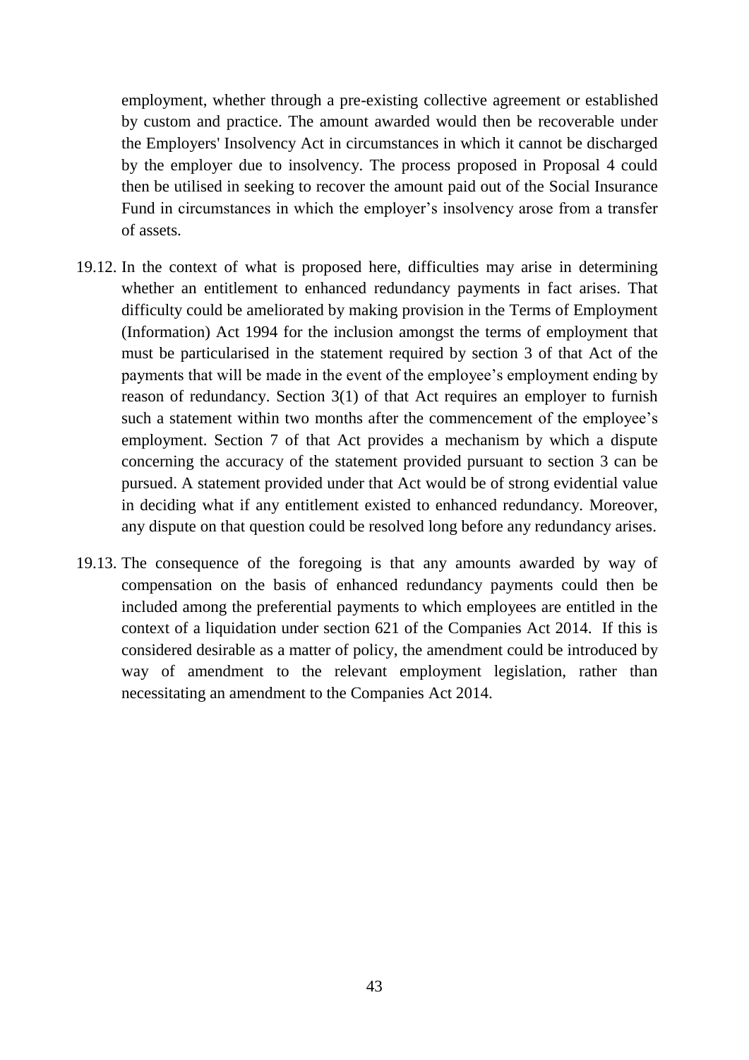employment, whether through a pre-existing collective agreement or established by custom and practice. The amount awarded would then be recoverable under the Employers' Insolvency Act in circumstances in which it cannot be discharged by the employer due to insolvency. The process proposed in Proposal 4 could then be utilised in seeking to recover the amount paid out of the Social Insurance Fund in circumstances in which the employer's insolvency arose from a transfer of assets.

19.12. In the context of what is proposed here, difficulties may arise in determining whether an entitlement to enhanced redundancy payments in fact arises. That difficulty could be ameliorated by making provision in the Terms of Employment (Information) Act 1994 for the inclusion amongst the terms of employment that must be particularised in the statement required by section 3 of that Act of the payments that will be made in the event of the employee's employment ending by reason of redundancy. Section 3(1) of that Act requires an employer to furnish such a statement within two months after the commencement of the employee's employment. Section 7 of that Act provides a mechanism by which a dispute concerning the accuracy of the statement provided pursuant to section 3 can be pursued. A statement provided under that Act would be of strong evidential value in deciding what if any entitlement existed to enhanced redundancy. Moreover, any dispute on that question could be resolved long before any redundancy arises.

19.13. The consequence of the foregoing is that any amounts awarded by way of compensation on the basis of enhanced redundancy payments could then be included among the preferential payments to which employees are entitled in the context of a liquidation under section 621 of the Companies Act 2014. If this is considered desirable as a matter of policy, the amendment could be introduced by way of amendment to the relevant employment legislation, rather than necessitating an amendment to the Companies Act 2014.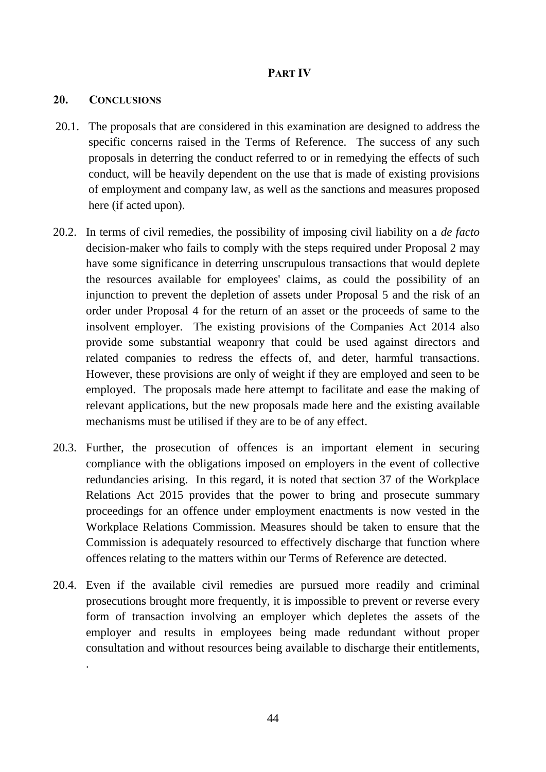## PART IV

### 20. CONCLUSIONS

20.1. The proposals that are considered in this examination are designed to address the specific concerns raised in the Terms of Reference. The success of any such proposals in deterring the conduct referred to or in remedying the effects of such conduct, will be heavily dependent on the use that is made of existing provisions of employment and company law, as well as the sanctions and measures proposed here (if acted upon).

20.2. In terms of civil remedies, the possibility of imposing civil liability on a *de facto* decision-maker who fails to comply with the steps required under Proposal 2 may have some significance in deterring unscrupulous transactions that would deplete the resources available for employees' claims, as could the possibility of an injunction to prevent the depletion of assets under Proposal 5 and the risk of an order under Proposal 4 for the return of an asset or the proceeds of same to the insolvent employer. The existing provisions of the Companies Act 2014 also provide some substantial weaponry that could be used against directors and related companies to redress the effects of, and deter, harmful transactions. However, these provisions are only of weight if they are employed and seen to be employed. The proposals made here attempt to facilitate and ease the making of relevant applications, but the new proposals made here and the existing available mechanisms must be utilised if they are to be of any effect.

20.3. Further, the prosecution of offences is an important element in securing compliance with the obligations imposed on employers in the event of collective redundancies arising. In this regard, it is noted that section 37 of the Workplace Relations Act 2015 provides that the power to bring and prosecute summary proceedings for an offence under employment enactments is now vested in the Workplace Relations Commission. Measures should be taken to ensure that the Commission is adequately resourced to effectively discharge that function where offences relating to the matters within our Terms of Reference are detected.

20.4. Even if the available civil remedies are pursued more readily and criminal prosecutions brought more frequently, it is impossible to prevent or reverse every form of transaction involving an employer which depletes the assets of the employer and results in employees being made redundant without proper consultation and without resources being available to discharge their entitlements, .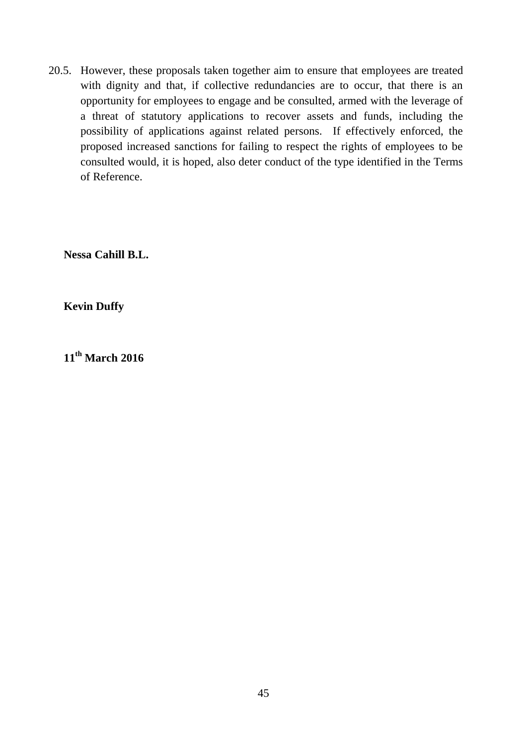20.5. However, these proposals taken together aim to ensure that employees are treated with dignity and that, if collective redundancies are to occur, that there is an opportunity for employees to engage and be consulted, armed with the leverage of a threat of statutory applications to recover assets and funds, including the possibility of applications against related persons. If effectively enforced, the proposed increased sanctions for failing to respect the rights of employees to be consulted would, it is hoped, also deter conduct of the type identified in the Terms of Reference.

**Nessa Cahill B.L.**

**Kevin Duffy**

**11th March 2016**